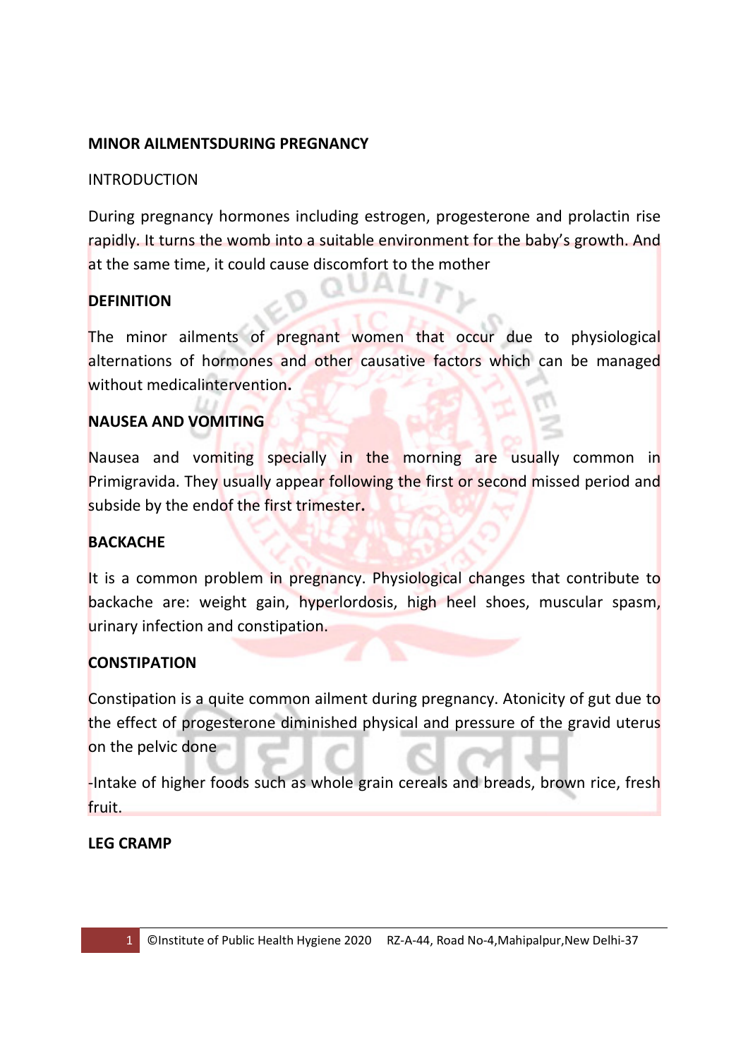**MINOR AILMENTSDURING PREGNANCY**

INTRODUCTION

During pregnancy hormones including estrogen, progesterone and prolactin rise rapidly. It turns the womb into a suitable environment for the baby's growth. And at the same time, it could cause discomfort to the mother

**DEFINITION**

The minor ailments of pregnant women that occur due to physiological alternations of hormones and other causative factors which can be managed without medicalintervention**.**

**NAUSEA AND VOMITING**

Nausea and vomiting specially in the morning are usually common in Primigravida. They usually appear following the first or second missed period and subside by the endof the first trimester**.**

**BACKACHE**

It is a common problem in pregnancy. Physiological changes that contribute to backache are: weight gain, hyperlordosis, high heel shoes, muscular spasm, urinary infection and constipation.

**CONSTIPATION**

Constipation is a quite common ailment during pregnancy. Atonicity of gut due to the effect of progesterone diminished physical and pressure of the gravid uterus on the pelvic done

-Intake of higher foods such as whole grain cereals and breads, brown rice, fresh fruit.

**LEG CRAMP**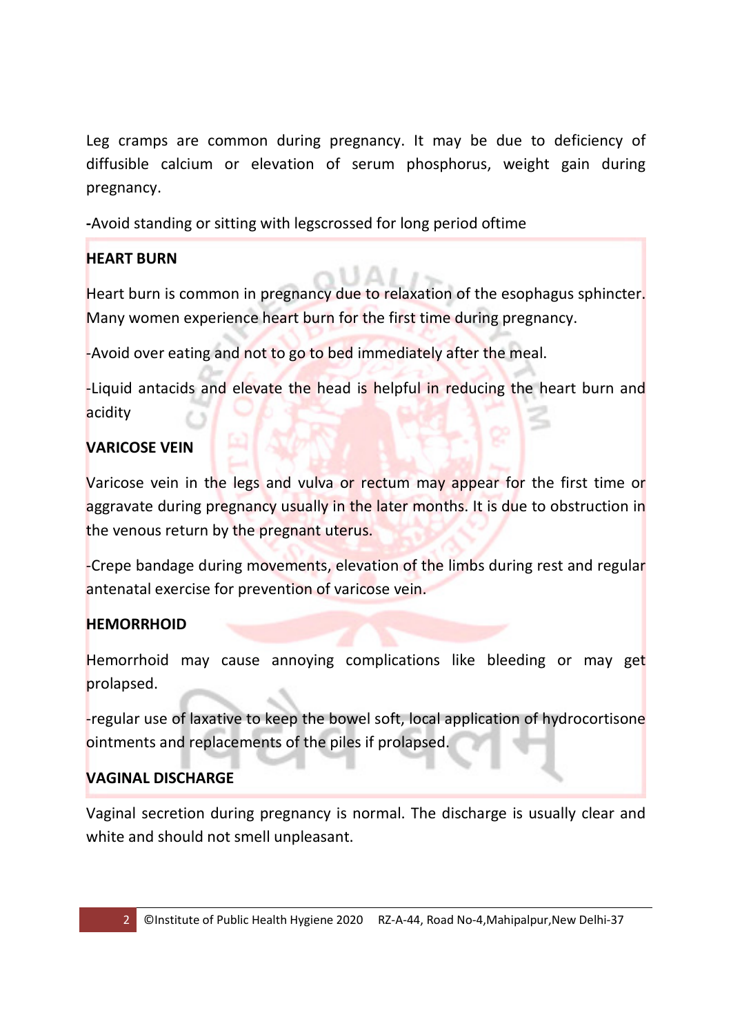Leg cramps are common during pregnancy. It may be due to deficiency of diffusible calcium or elevation of serum phosphorus, weight gain during pregnancy.

**-**Avoid standing or sitting with legscrossed for long period oftime

**HEART BURN**

Heart burn is common in pregnancy due to relaxation of the esophagus sphincter. Many women experience heart burn for the first time during pregnancy.

-Avoid over eating and not to go to bed immediately after the meal.

-Liquid antacids and elevate the head is helpful in reducing the heart burn and acidity

**VARICOSE VEIN**

Varicose vein in the legs and vulva or rectum may appear for the first time or aggravate during pregnancy usually in the later months. It is due to obstruction in the venous return by the pregnant uterus.

-Crepe bandage during movements, elevation of the limbs during rest and regular antenatal exercise for prevention of varicose vein.

**HEMORRHOID**

Hemorrhoid may cause annoying complications like bleeding or may get prolapsed.

-regular use of laxative to keep the bowel soft, local application of hydrocortisone ointments and replacements of the piles if prolapsed.

**VAGINAL DISCHARGE**

Vaginal secretion during pregnancy is normal. The discharge is usually clear and white and should not smell unpleasant.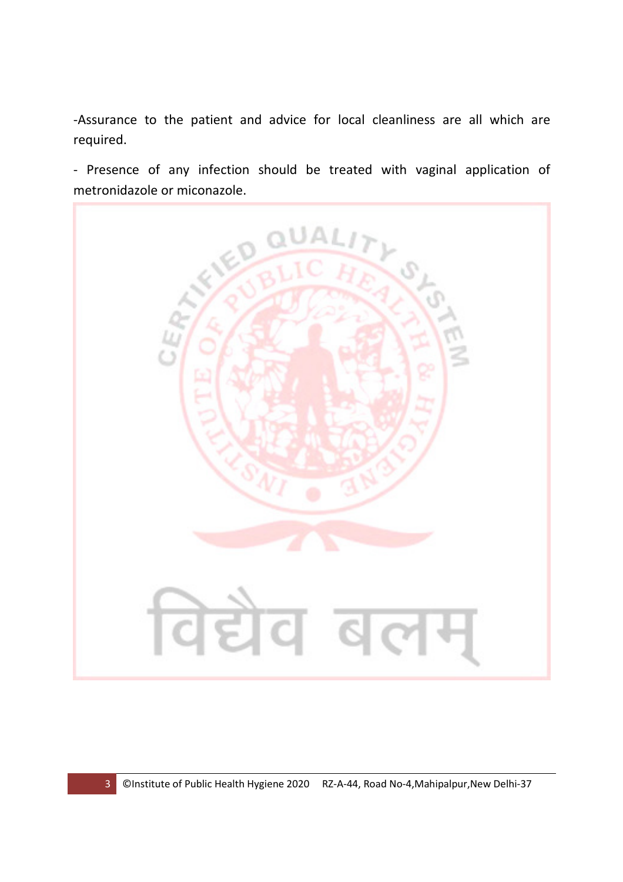-Assurance to the patient and advice for local cleanliness are all which are required.

- Presence of any infection should be treated with vaginal application of metronidazole or miconazole.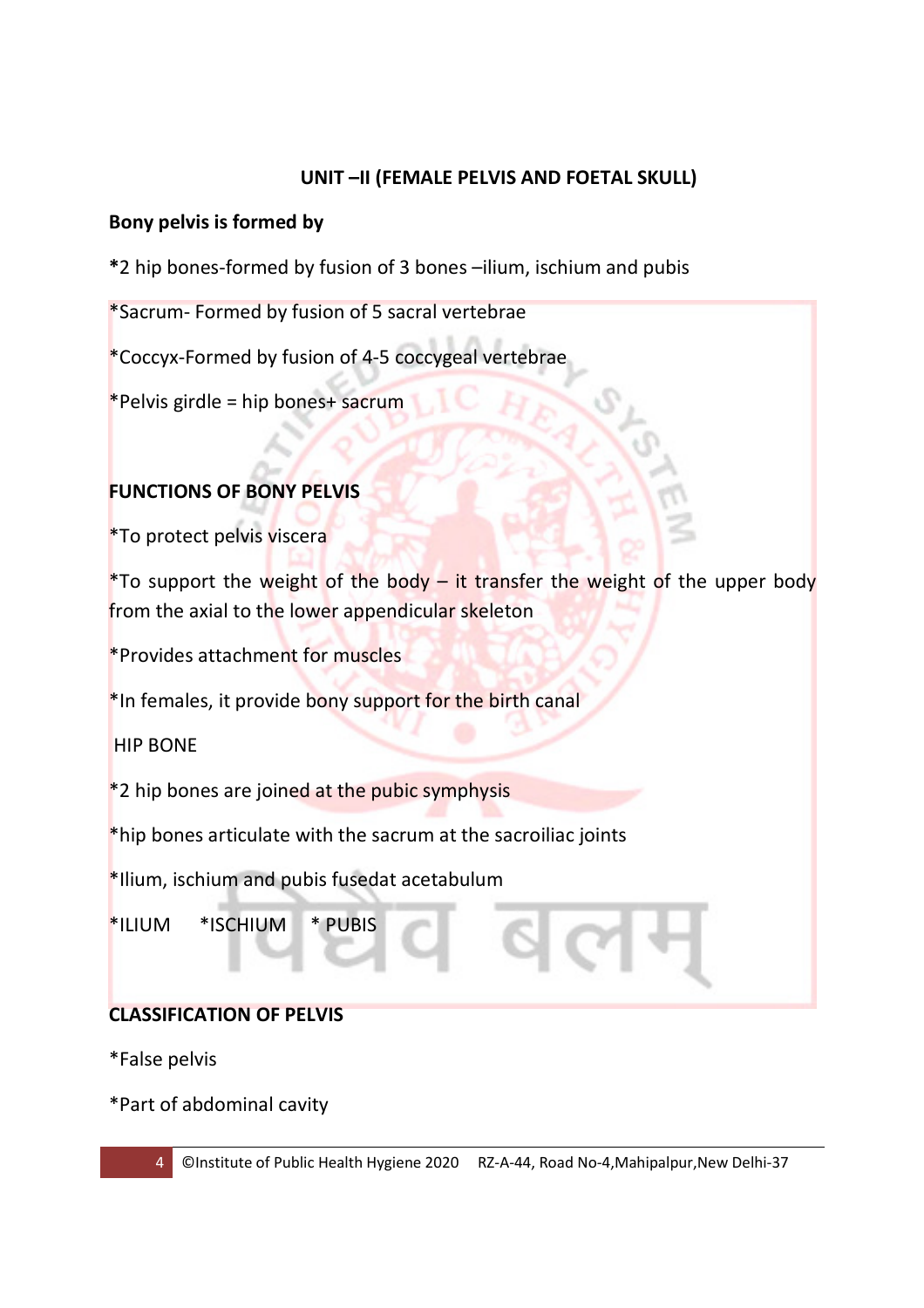## UNIT –II (FEMALE PELVIS AND FOETAL SKULL)

**Bony pelvis is formed by**

*2 hip bones-formed by fusion of 3 bones –ilium, ischium and pubis

*Sacrum- Formed by fusion of 5 sacral vertebrae

*Coccyx-Formed by fusion of 4-5 coccygeal vertebrae

*Pelvis girdle = hip bones+ sacrum

**FUNCTIONS OF BONY PELVIS**

*To protect pelvis viscera

*To support the weight of the body – it transfer the weight of the upper body from the axial to the lower appendicular skeleton

*Provides attachment for muscles

*In females, it provide bony support for the birth canal

HIP BONE

*2 hip bones are joined at the pubic symphysis

*hip bones articulate with the sacrum at the sacroiliac joints

*Ilium, ischium and pubis fusedat acetabulum

*ILIUM *ISCHIUM * PUBIS

**CLASSIFICATION OF PELVIS**

*False pelvis

*Part of abdominal cavity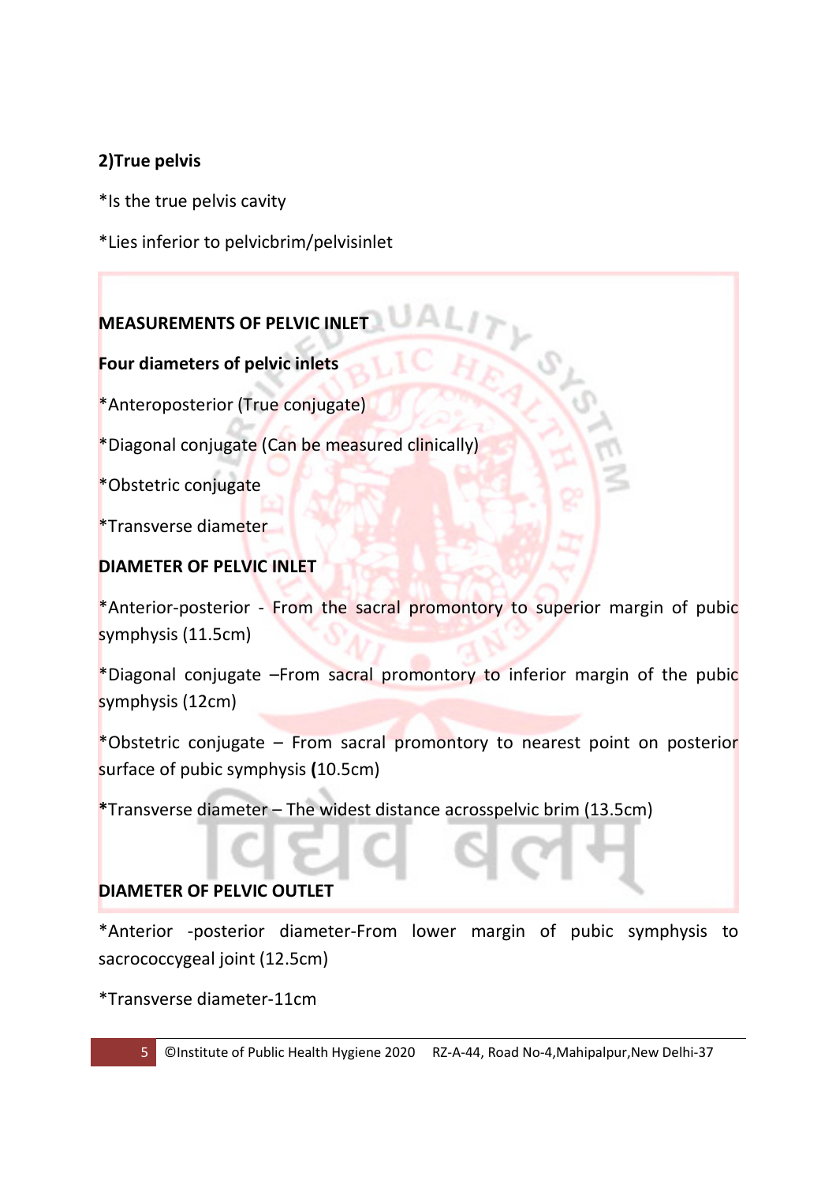**2)True pelvis**

*Is the true pelvis cavity

*Lies inferior to pelvicbrim/pelvisinlet

**MEASUREMENTS OF PELVIC INLET**

**Four diameters of pelvic inlets**

*Anteroposterior (True conjugate)

*Diagonal conjugate (Can be measured clinically)

*Obstetric conjugate

*Transverse diameter

**DIAMETER OF PELVIC INLET**

*Anterior-posterior - From the sacral promontory to superior margin of pubic symphysis (11.5cm)

*Diagonal conjugate –From sacral promontory to inferior margin of the pubic symphysis (12cm)

*Obstetric conjugate – From sacral promontory to nearest point on posterior surface of pubic symphysis **(**10.5cm)

***Transverse diameter – The widest distance acrosspelvic brim (13.5cm)

**DIAMETER OF PELVIC OUTLET**

*Anterior -posterior diameter-From lower margin of pubic symphysis to sacrococcygeal joint (12.5cm)

*Transverse diameter-11cm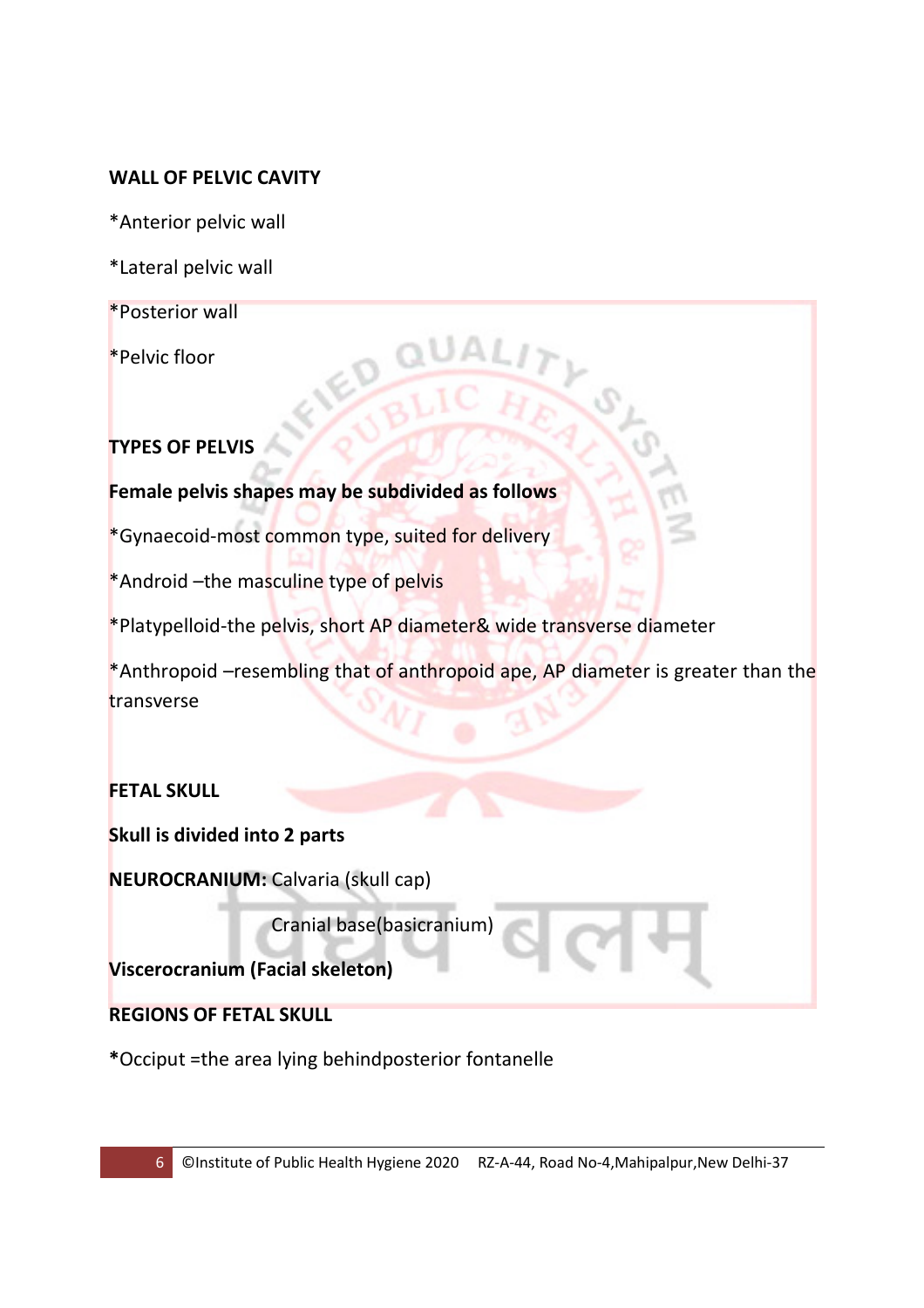**WALL OF PELVIC CAVITY**

*Anterior pelvic wall

*Lateral pelvic wall

*Posterior wall

*Pelvic floor

**TYPES OF PELVIS**

**Female pelvis shapes may be subdivided as follows**

*Gynaecoid-most common type, suited for delivery

*Android –the masculine type of pelvis

*Platypelloid-the pelvis, short AP diameter& wide transverse diameter

*Anthropoid –resembling that of anthropoid ape, AP diameter is greater than the transverse

**FETAL SKULL**

**Skull is divided into 2 parts**

**NEUROCRANIUM:** Calvaria (skull cap)

Cranial base(basicranium)

**Viscerocranium (Facial skeleton)**

**REGIONS OF FETAL SKULL**

***Occiput =the area lying behindposterior fontanelle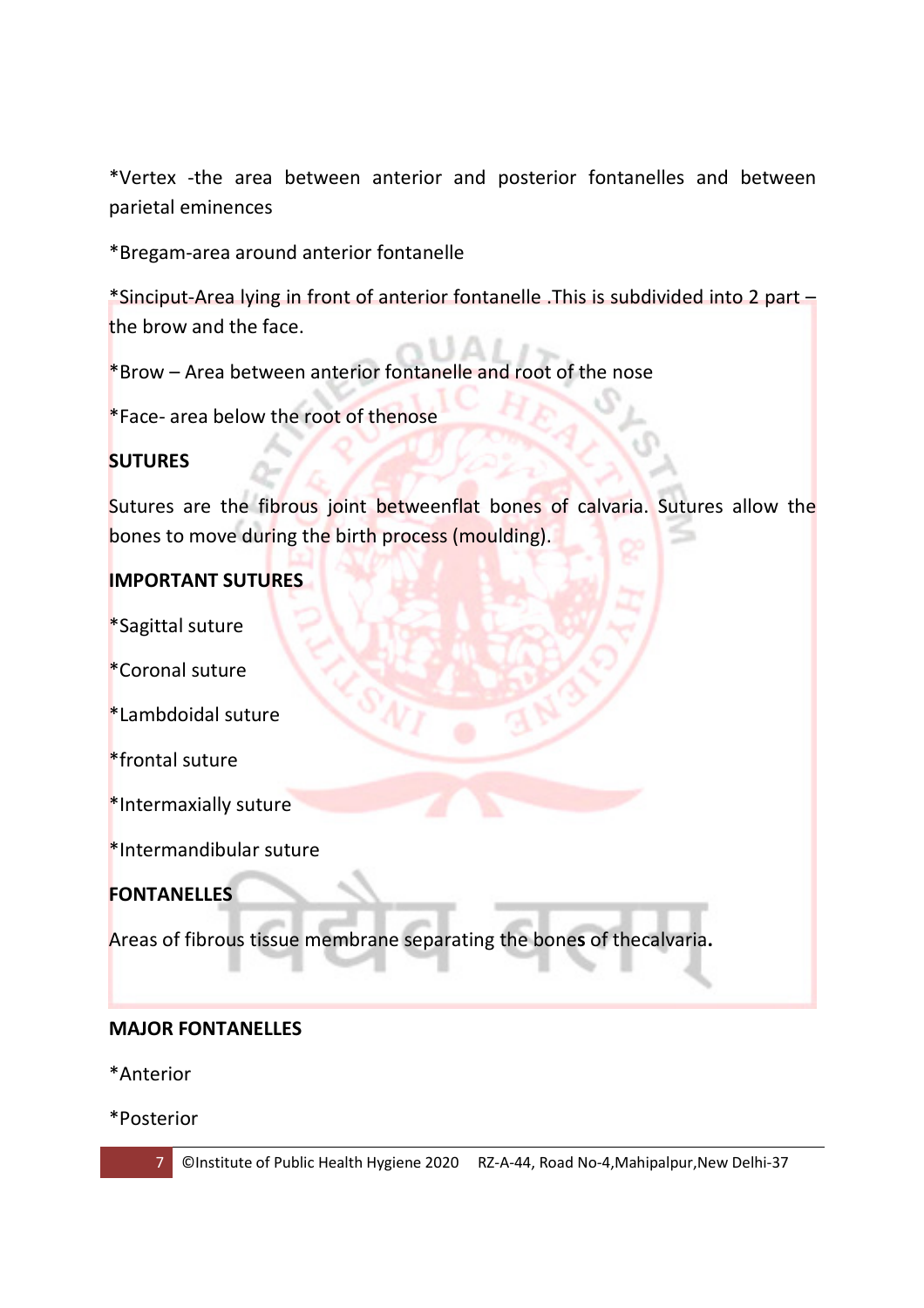*Vertex -the area between anterior and posterior fontanelles and between parietal eminences

*Bregam-area around anterior fontanelle

*Sinciput-Area lying in front of anterior fontanelle .This is subdivided into 2 part – the brow and the face.

*Brow – Area between anterior fontanelle and root of the nose

*Face- area below the root of thenose

**SUTURES**

Sutures are the fibrous joint betweenflat bones of calvaria. Sutures allow the bones to move during the birth process (moulding).

**IMPORTANT SUTURES**

*Sagittal suture

*Coronal suture

*Lambdoidal suture

*frontal suture

*Intermaxially suture

*Intermandibular suture

**FONTANELLES**

Areas of fibrous tissue membrane separating the bones of thecalvaria.

**MAJOR FONTANELLES**

*Anterior

*Posterior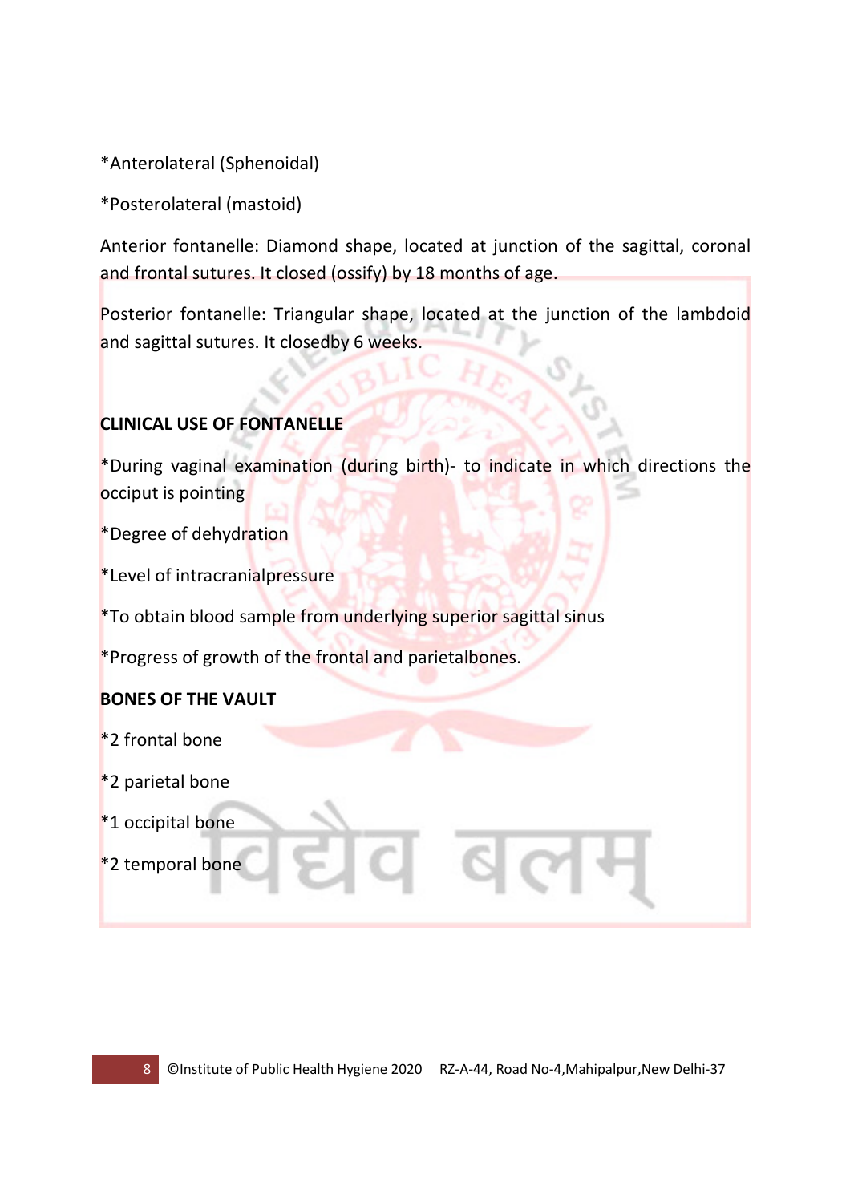*Anterolateral (Sphenoidal)

*Posterolateral (mastoid)

Anterior fontanelle: Diamond shape, located at junction of the sagittal, coronal and frontal sutures. It closed (ossify) by 18 months of age.

Posterior fontanelle: Triangular shape, located at the junction of the lambdoid and sagittal sutures. It closedby 6 weeks.

**CLINICAL USE OF FONTANELLE**

*During vaginal examination (during birth)- to indicate in which directions the occiput is pointing

*Degree of dehydration

*Level of intracranialpressure

*To obtain blood sample from underlying superior sagittal sinus

*Progress of growth of the frontal and parietalbones.

**BONES OF THE VAULT**

*2 frontal bone

*2 parietal bone

*1 occipital bone

*2 temporal bone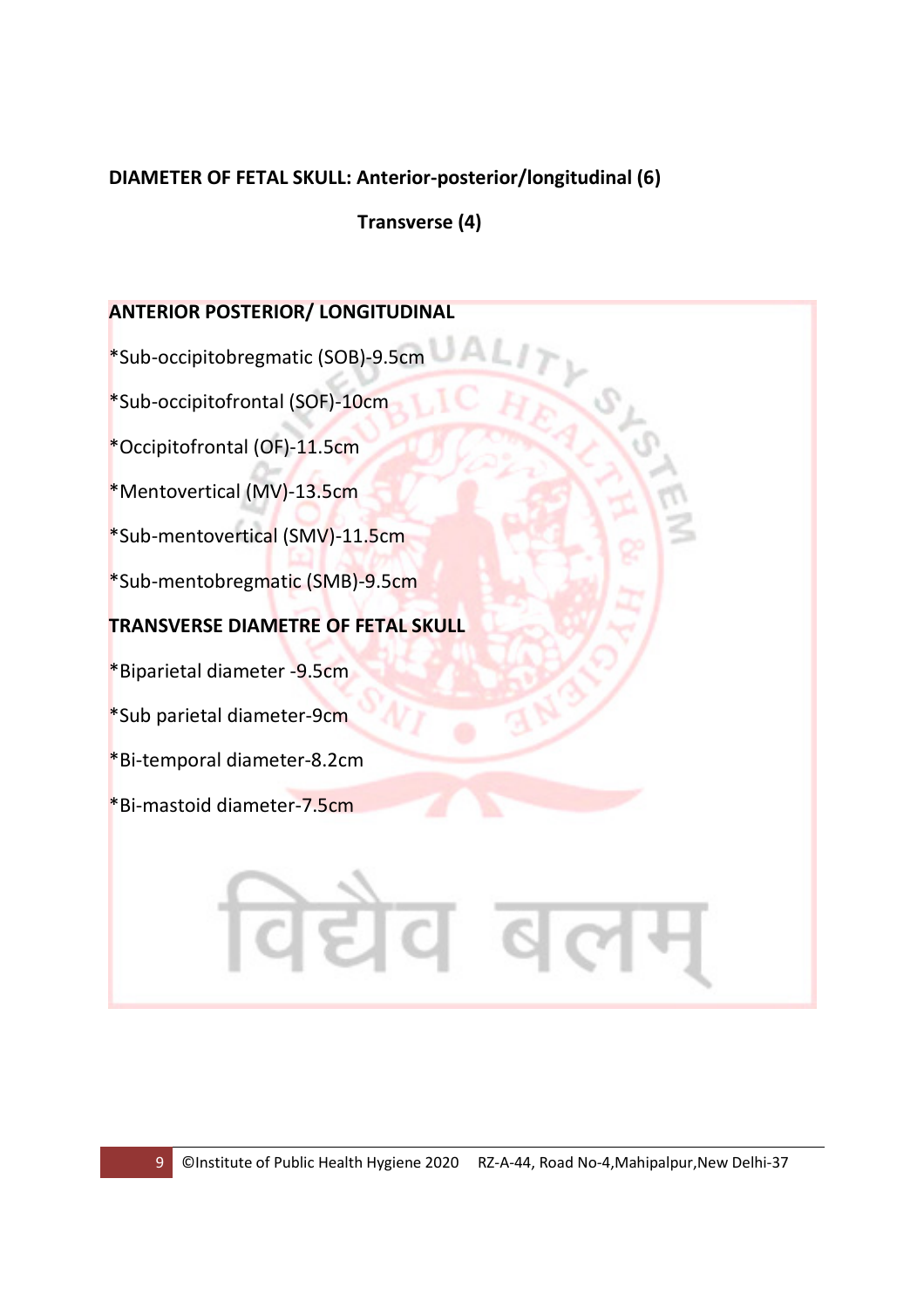**DIAMETER OF FETAL SKULL: Anterior-posterior/longitudinal (6)**

**Transverse (4)**

**ANTERIOR POSTERIOR/ LONGITUDINAL**

*Sub-occipitobregmatic (SOB)-9.5cm

*Sub-occipitofrontal (SOF)-10cm

*Occipitofrontal (OF)-11.5cm

*Mentovertical (MV)-13.5cm

*Sub-mentovertical (SMV)-11.5cm

*Sub-mentobregmatic (SMB)-9.5cm

**TRANSVERSE DIAMETRE OF FETAL SKULL**

*Biparietal diameter -9.5cm

*Sub parietal diameter-9cm

*Bi-temporal diameter-8.2cm

*Bi-mastoid diameter-7.5cm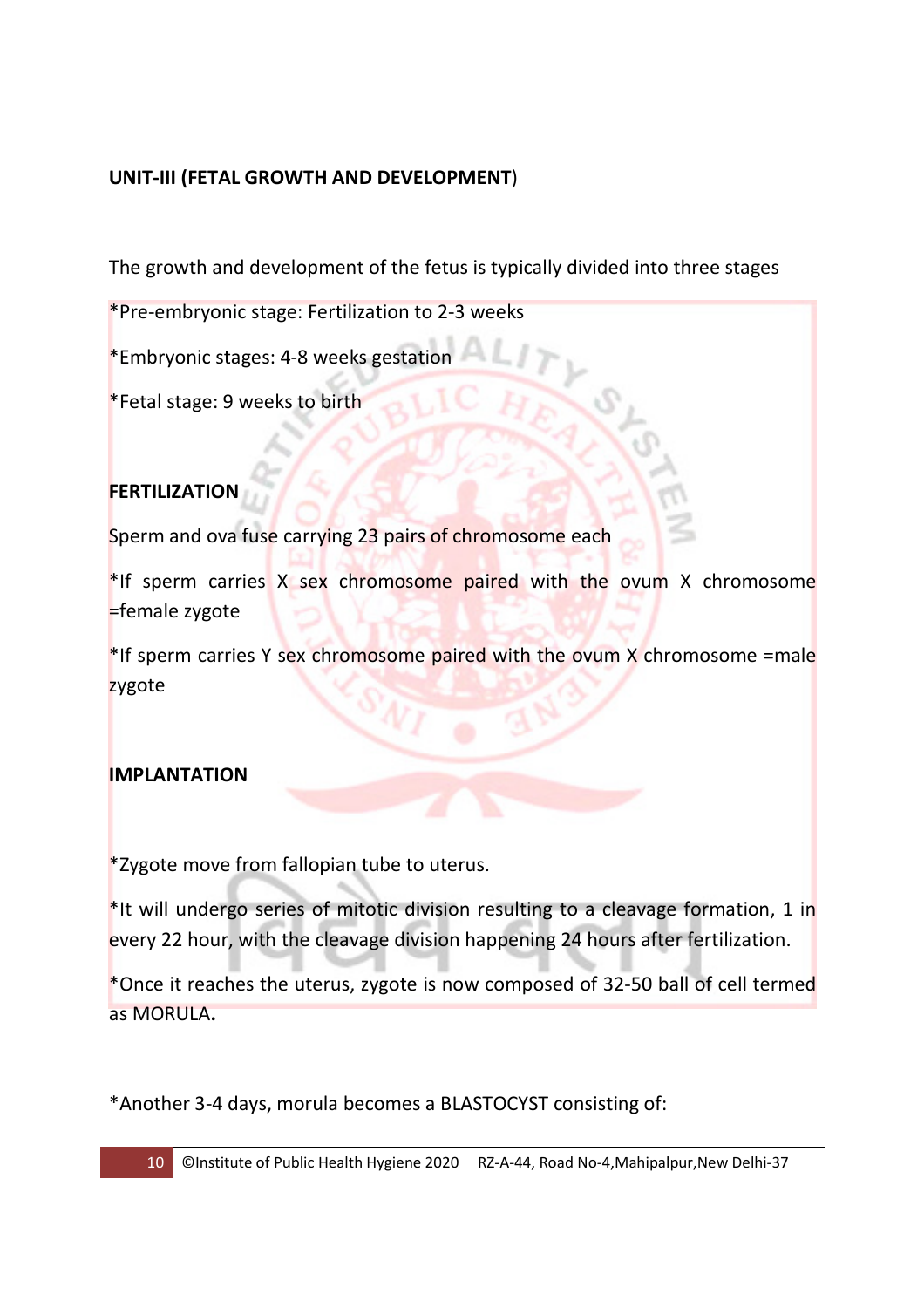**UNIT-III (FETAL GROWTH AND DEVELOPMENT)**

The growth and development of the fetus is typically divided into three stages

*Pre-embryonic stage: Fertilization to 2-3 weeks

*Embryonic stages: 4-8 weeks gestation

*Fetal stage: 9 weeks to birth

**FERTILIZATION**

Sperm and ova fuse carrying 23 pairs of chromosome each

*If sperm carries X sex chromosome paired with the ovum X chromosome =female zygote

*If sperm carries Y sex chromosome paired with the ovum X chromosome =male zygote

**IMPLANTATION**

*Zygote move from fallopian tube to uterus.

*It will undergo series of mitotic division resulting to a cleavage formation, 1 in every 22 hour, with the cleavage division happening 24 hours after fertilization.

*Once it reaches the uterus, zygote is now composed of 32-50 ball of cell termed as MORULA**.**

*Another 3-4 days, morula becomes a BLASTOCYST consisting of: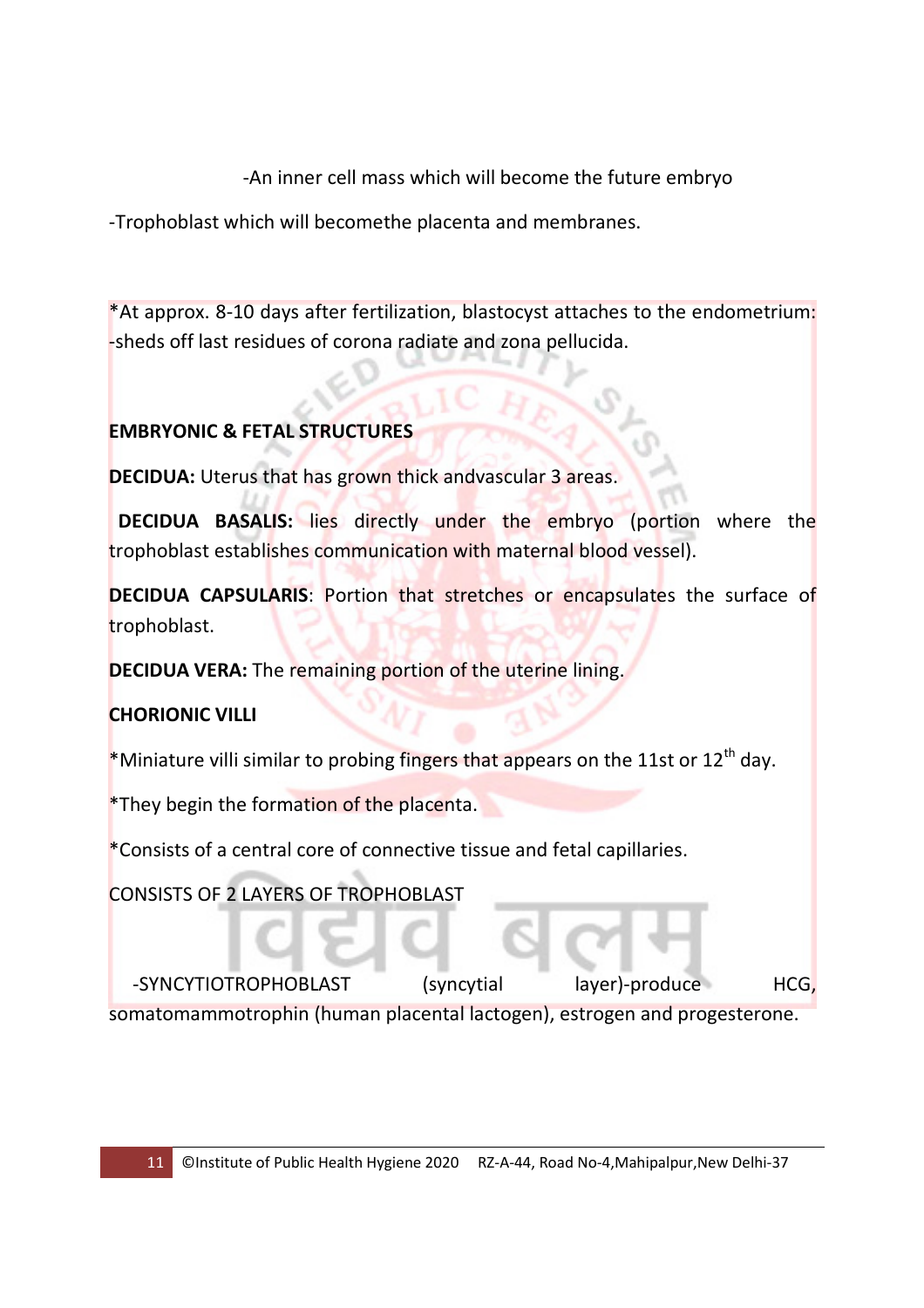-An inner cell mass which will become the future embryo

-Trophoblast which will becomethe placenta and membranes.

*At approx. 8-10 days after fertilization, blastocyst attaches to the endometrium: -sheds off last residues of corona radiate and zona pellucida.

**EMBRYONIC & FETAL STRUCTURES**

**DECIDUA:** Uterus that has grown thick andvascular 3 areas.

**DECIDUA BASALIS:** lies directly under the embryo (portion where the trophoblast establishes communication with maternal blood vessel).

**DECIDUA CAPSULARIS**: Portion that stretches or encapsulates the surface of trophoblast.

**DECIDUA VERA:** The remaining portion of the uterine lining.

**CHORIONIC VILLI**

*Miniature villi similar to probing fingers that appears on the 11st or 12th day.

*They begin the formation of the placenta.

*Consists of a central core of connective tissue and fetal capillaries.

CONSISTS OF 2 LAYERS OF TROPHOBLAST

-SYNCYTIOTROPHOBLAST (syncytial layer)-produce HCG, somatomammotrophin (human placental lactogen), estrogen and progesterone.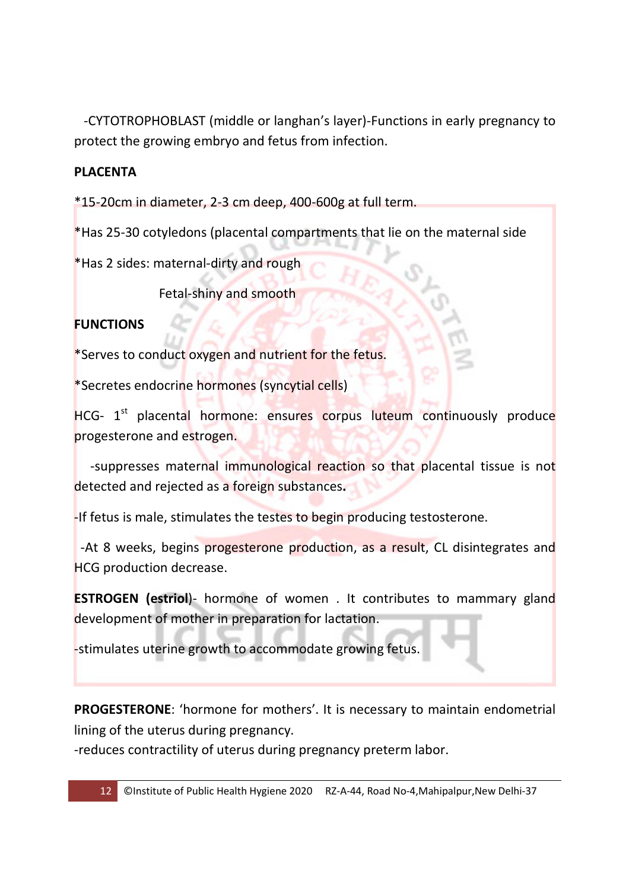-CYTOTROPHOBLAST (middle or langhan's layer)-Functions in early pregnancy to protect the growing embryo and fetus from infection.

**PLACENTA**

*15-20cm in diameter, 2-3 cm deep, 400-600g at full term.

*Has 25-30 cotyledons (placental compartments that lie on the maternal side

*Has 2 sides: maternal-dirty and rough

Fetal-shiny and smooth

**FUNCTIONS**

*Serves to conduct oxygen and nutrient for the fetus.

*Secretes endocrine hormones (syncytial cells)

HCG- 1st placental hormone: ensures corpus luteum continuously produce progesterone and estrogen.

-suppresses maternal immunological reaction so that placental tissue is not detected and rejected as a foreign substances.

-If fetus is male, stimulates the testes to begin producing testosterone.

-At 8 weeks, begins progesterone production, as a result, CL disintegrates and HCG production decrease.

**ESTROGEN (estriol)**- hormone of women . It contributes to mammary gland development of mother in preparation for lactation.

-stimulates uterine growth to accommodate growing fetus.

**PROGESTERONE**: 'hormone for mothers'. It is necessary to maintain endometrial lining of the uterus during pregnancy.

-reduces contractility of uterus during pregnancy preterm labor.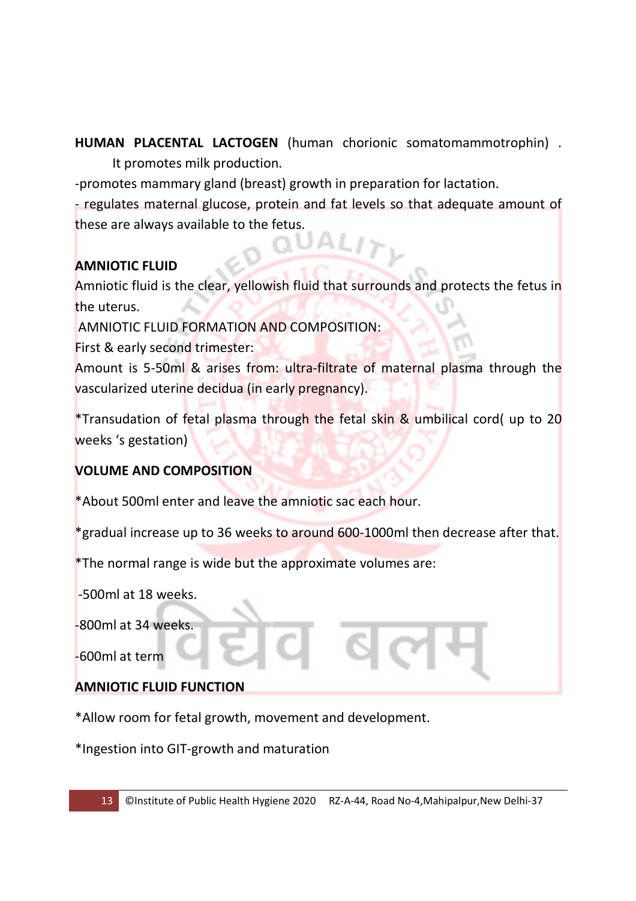**HUMAN PLACENTAL LACTOGEN** (human chorionic somatomammotrophin) .
It promotes milk production.

-promotes mammary gland (breast) growth in preparation for lactation.

- regulates maternal glucose, protein and fat levels so that adequate amount of these are always available to the fetus.

**AMNIOTIC FLUID**

Amniotic fluid is the clear, yellowish fluid that surrounds and protects the fetus in the uterus.

AMNIOTIC FLUID FORMATION AND COMPOSITION:

First & early second trimester:

Amount is 5-50ml & arises from: ultra-filtrate of maternal plasma through the vascularized uterine decidua (in early pregnancy).

*Transudation of fetal plasma through the fetal skin & umbilical cord( up to 20 weeks 's gestation)

**VOLUME AND COMPOSITION**

*About 500ml enter and leave the amniotic sac each hour.

*gradual increase up to 36 weeks to around 600-1000ml then decrease after that.

*The normal range is wide but the approximate volumes are:

-500ml at 18 weeks.

-800ml at 34 weeks.

-600ml at term

**AMNIOTIC FLUID FUNCTION**

*Allow room for fetal growth, movement and development.

*Ingestion into GIT-growth and maturation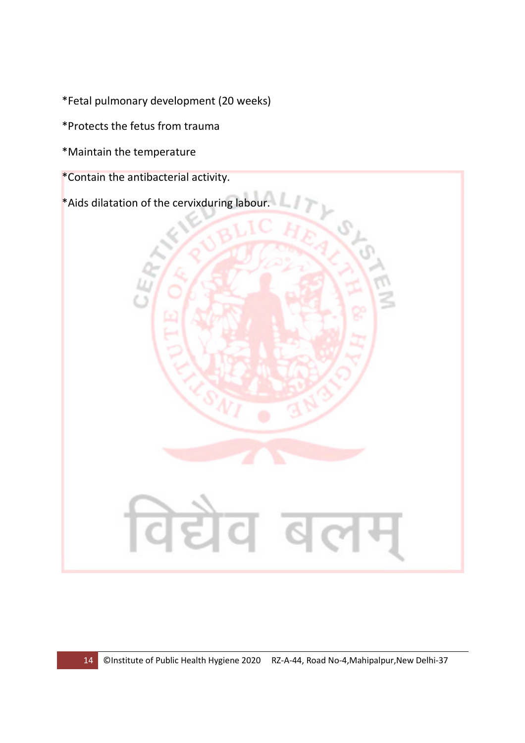*Fetal pulmonary development (20 weeks)

*Protects the fetus from trauma

*Maintain the temperature

*Contain the antibacterial activity.

*Aids dilatation of the cervixduring labour.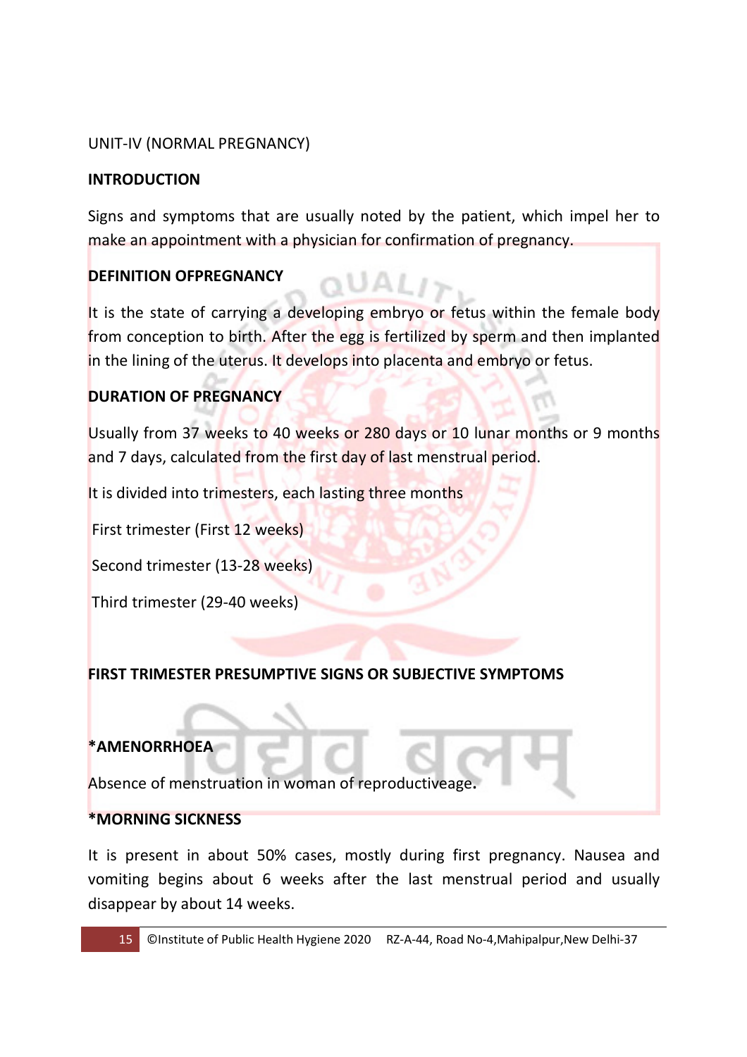UNIT-IV (NORMAL PREGNANCY)

## INTRODUCTION

Signs and symptoms that are usually noted by the patient, which impel her to make an appointment with a physician for confirmation of pregnancy.

## DEFINITION OFPREGNANCY

It is the state of carrying a developing embryo or fetus within the female body from conception to birth. After the egg is fertilized by sperm and then implanted in the lining of the uterus. It develops into placenta and embryo or fetus.

## DURATION OF PREGNANCY

Usually from 37 weeks to 40 weeks or 280 days or 10 lunar months or 9 months and 7 days, calculated from the first day of last menstrual period.

It is divided into trimesters, each lasting three months

First trimester (First 12 weeks)

Second trimester (13-28 weeks)

Third trimester (29-40 weeks)

## FIRST TRIMESTER PRESUMPTIVE SIGNS OR SUBJECTIVE SYMPTOMS

**\*AMENORRHOEA**

Absence of menstruation in woman of reproductiveage.

**\*MORNING SICKNESS**

It is present in about 50% cases, mostly during first pregnancy. Nausea and vomiting begins about 6 weeks after the last menstrual period and usually disappear by about 14 weeks.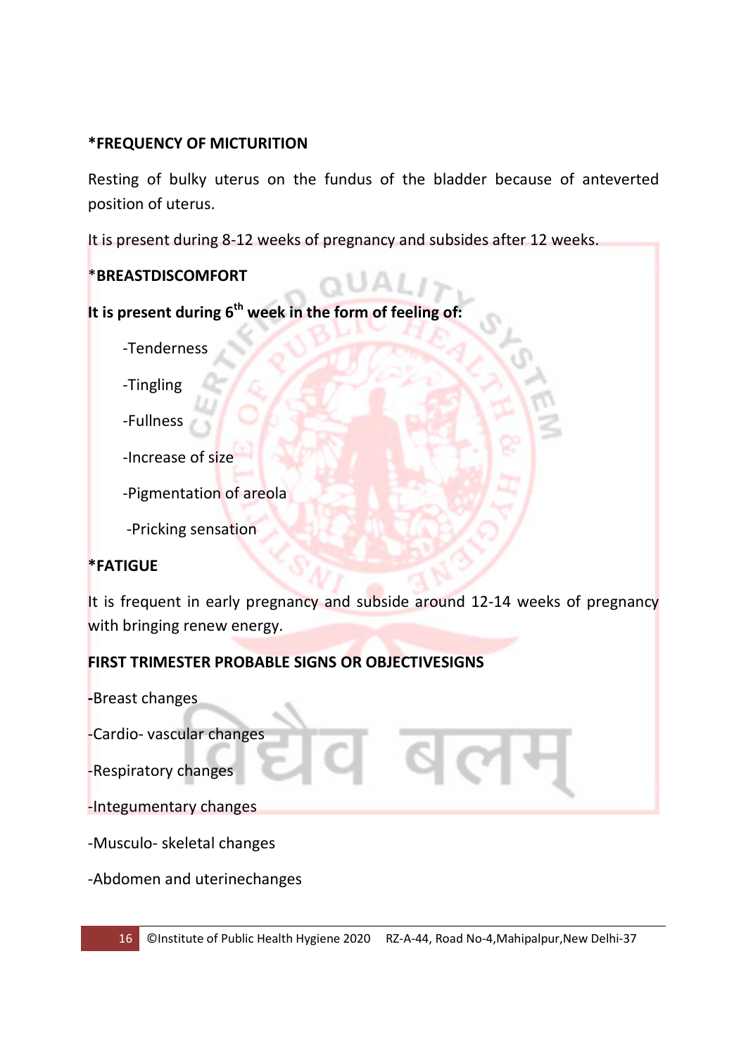**\*FREQUENCY OF MICTURITION**

Resting of bulky uterus on the fundus of the bladder because of anteverted position of uterus.

It is present during 8-12 weeks of pregnancy and subsides after 12 weeks.

\***BREASTDISCOMFORT**

**It is present during 6th week in the form of feeling of:**

- -Tenderness
- -Tingling
- -Fullness
- -Increase of size
- -Pigmentation of areola
- -Pricking sensation

**\*FATIGUE**

It is frequent in early pregnancy and subside around 12-14 weeks of pregnancy with bringing renew energy.

**FIRST TRIMESTER PROBABLE SIGNS OR OBJECTIVESIGNS**

**-**Breast changes

-Cardio- vascular changes

-Respiratory changes

-Integumentary changes

-Musculo- skeletal changes

-Abdomen and uterinechanges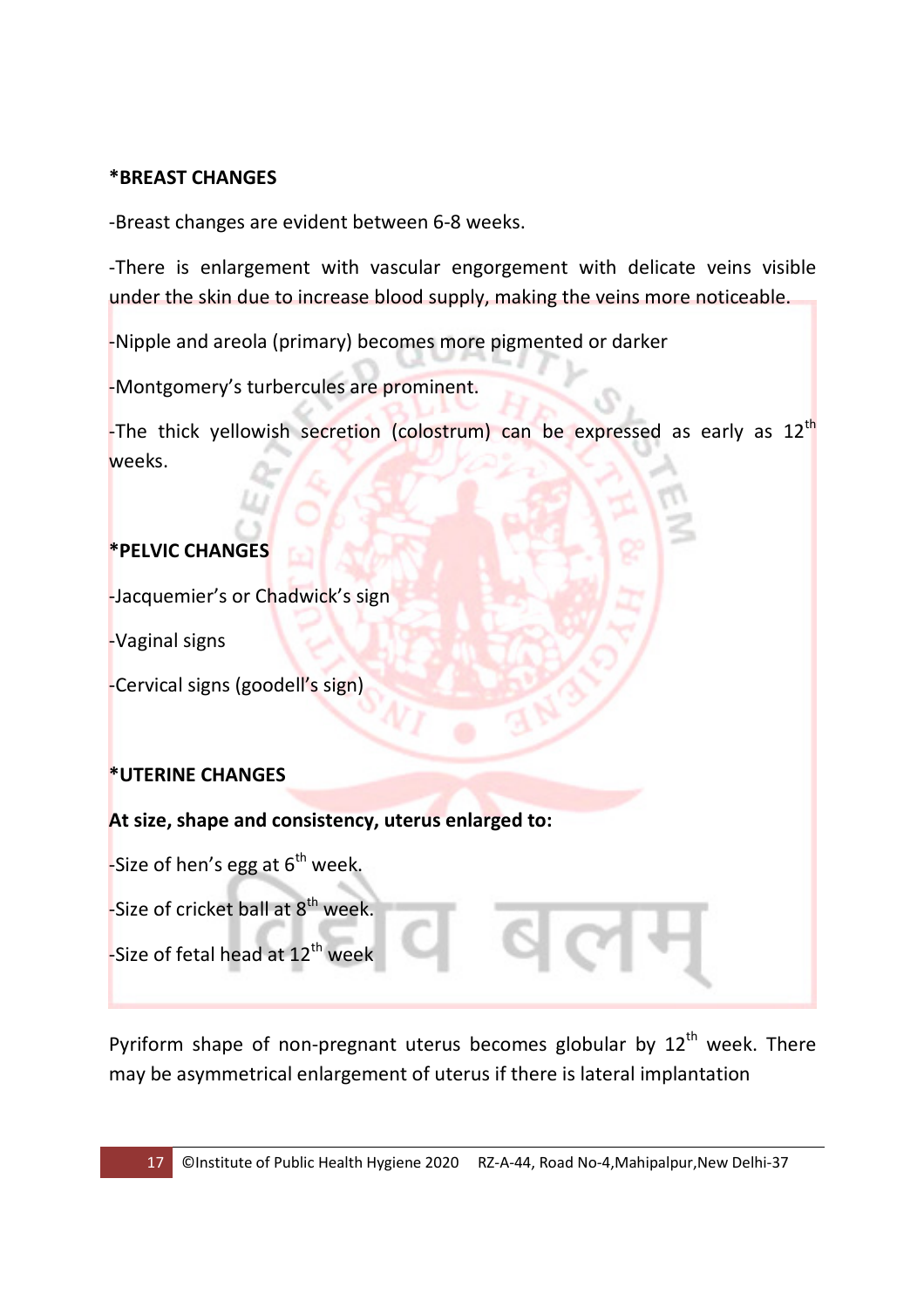**\*BREAST CHANGES**

-Breast changes are evident between 6-8 weeks.

-There is enlargement with vascular engorgement with delicate veins visible under the skin due to increase blood supply, making the veins more noticeable.

-Nipple and areola (primary) becomes more pigmented or darker

-Montgomery's turbercules are prominent.

-The thick yellowish secretion (colostrum) can be expressed as early as 12th weeks.

**\*PELVIC CHANGES**

-Jacquemier's or Chadwick's sign

-Vaginal signs

-Cervical signs (goodell's sign)

**\*UTERINE CHANGES**

**At size, shape and consistency, uterus enlarged to:**

-Size of hen's egg at 6th week.

-Size of cricket ball at 8th week.

-Size of fetal head at 12th week

Pyriform shape of non-pregnant uterus becomes globular by 12th week. There may be asymmetrical enlargement of uterus if there is lateral implantation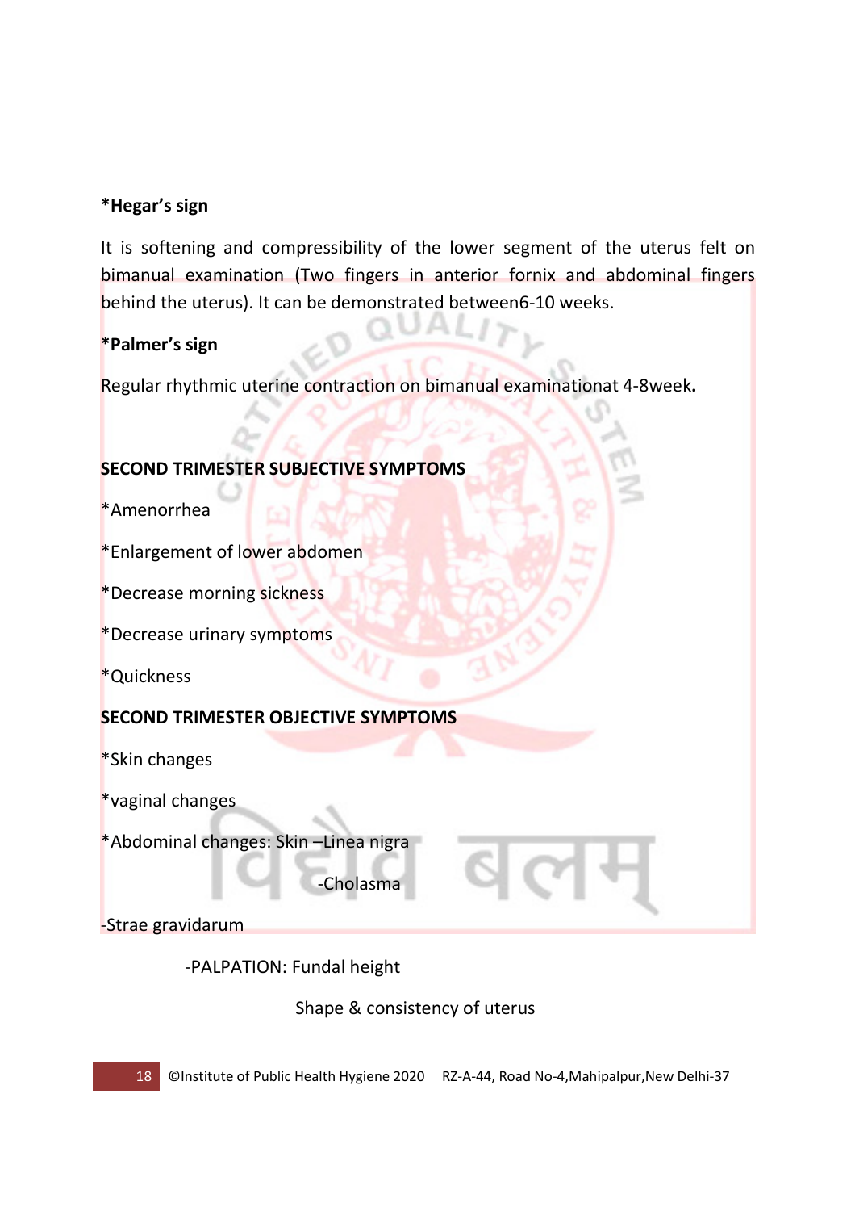**\*Hegar's sign**

It is softening and compressibility of the lower segment of the uterus felt on bimanual examination (Two fingers in anterior fornix and abdominal fingers behind the uterus). It can be demonstrated between6-10 weeks.

**\*Palmer's sign**

Regular rhythmic uterine contraction on bimanual examinationat 4-8week**.**

**SECOND TRIMESTER SUBJECTIVE SYMPTOMS**

*Amenorrhea

*Enlargement of lower abdomen

*Decrease morning sickness

*Decrease urinary symptoms

*Quickness

**SECOND TRIMESTER OBJECTIVE SYMPTOMS**

*Skin changes

*vaginal changes

*Abdominal changes: Skin –Linea nigra

-Cholasma

-Strae gravidarum

-PALPATION: Fundal height

Shape & consistency of uterus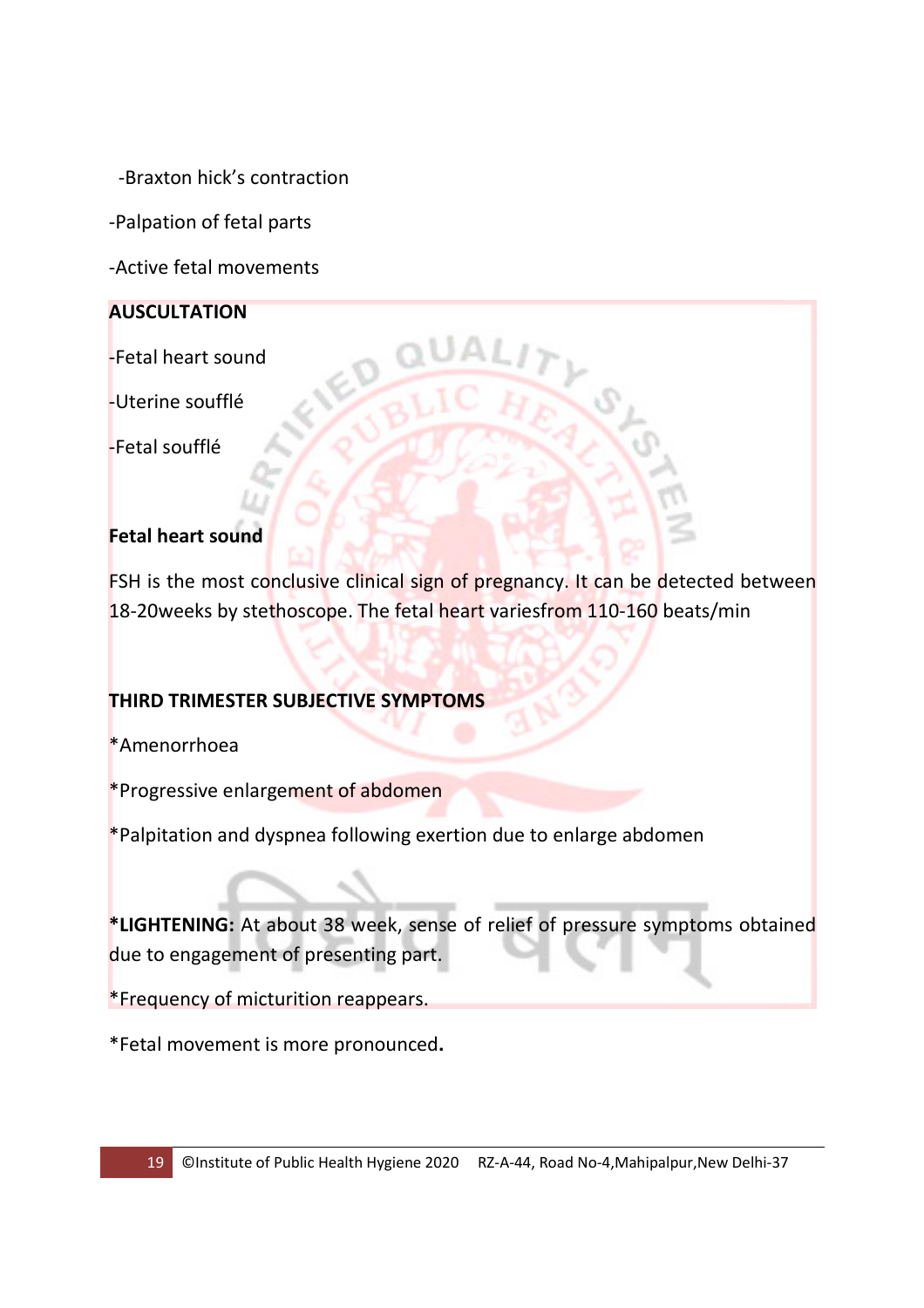-Braxton hick's contraction

-Palpation of fetal parts

-Active fetal movements

**AUSCULTATION**

-Fetal heart sound

-Uterine soufflé

-Fetal soufflé

**Fetal heart sound**

FSH is the most conclusive clinical sign of pregnancy. It can be detected between 18-20weeks by stethoscope. The fetal heart variesfrom 110-160 beats/min

**THIRD TRIMESTER SUBJECTIVE SYMPTOMS**

*Amenorrhoea

*Progressive enlargement of abdomen

*Palpitation and dyspnea following exertion due to enlarge abdomen

***LIGHTENING:** At about 38 week, sense of relief of pressure symptoms obtained due to engagement of presenting part.

*Frequency of micturition reappears.

*Fetal movement is more pronounced**.**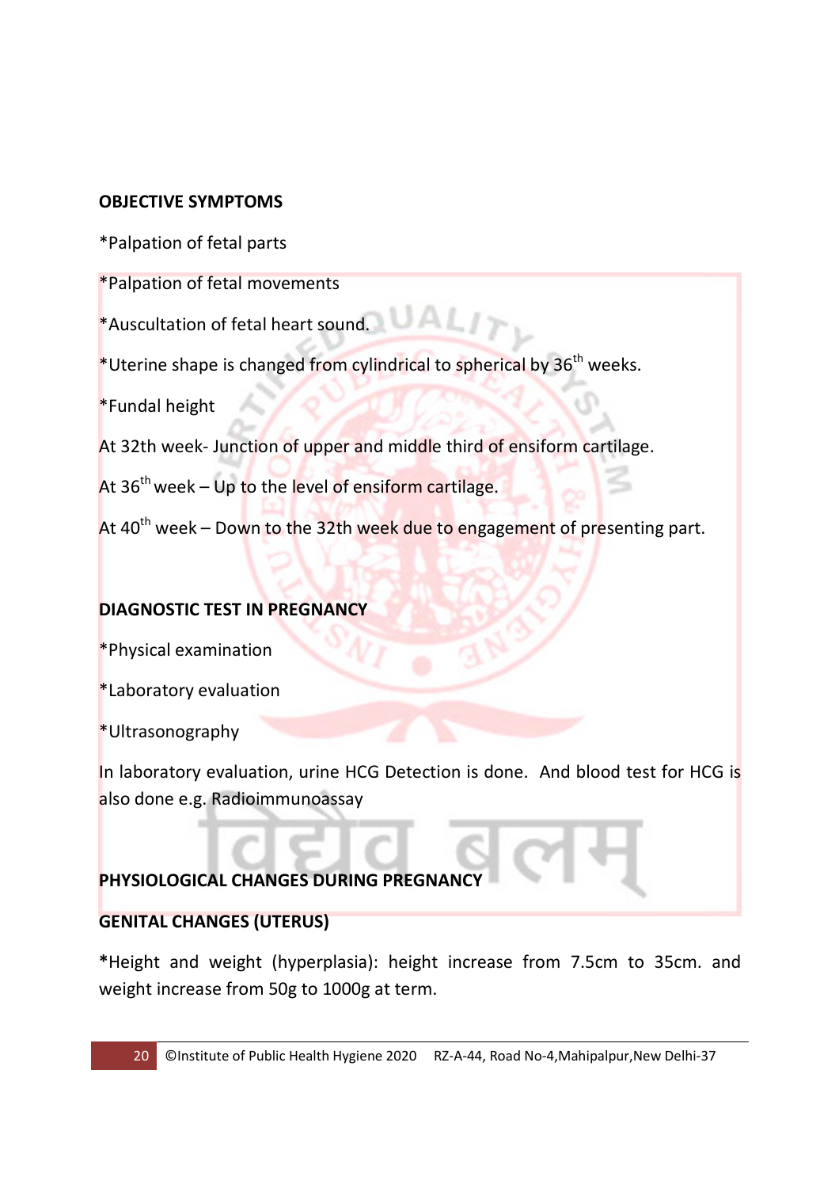**OBJECTIVE SYMPTOMS**

*Palpation of fetal parts

*Palpation of fetal movements

*Auscultation of fetal heart sound.

*Uterine shape is changed from cylindrical to spherical by 36th weeks.

*Fundal height

At 32th week- Junction of upper and middle third of ensiform cartilage.

At 36th week – Up to the level of ensiform cartilage.

At 40th week – Down to the 32th week due to engagement of presenting part.

**DIAGNOSTIC TEST IN PREGNANCY**

*Physical examination

*Laboratory evaluation

*Ultrasonography

In laboratory evaluation, urine HCG Detection is done. And blood test for HCG is also done e.g. Radioimmunoassay

**PHYSIOLOGICAL CHANGES DURING PREGNANCY**

**GENITAL CHANGES (UTERUS)**

**\***Height and weight (hyperplasia): height increase from 7.5cm to 35cm. and weight increase from 50g to 1000g at term.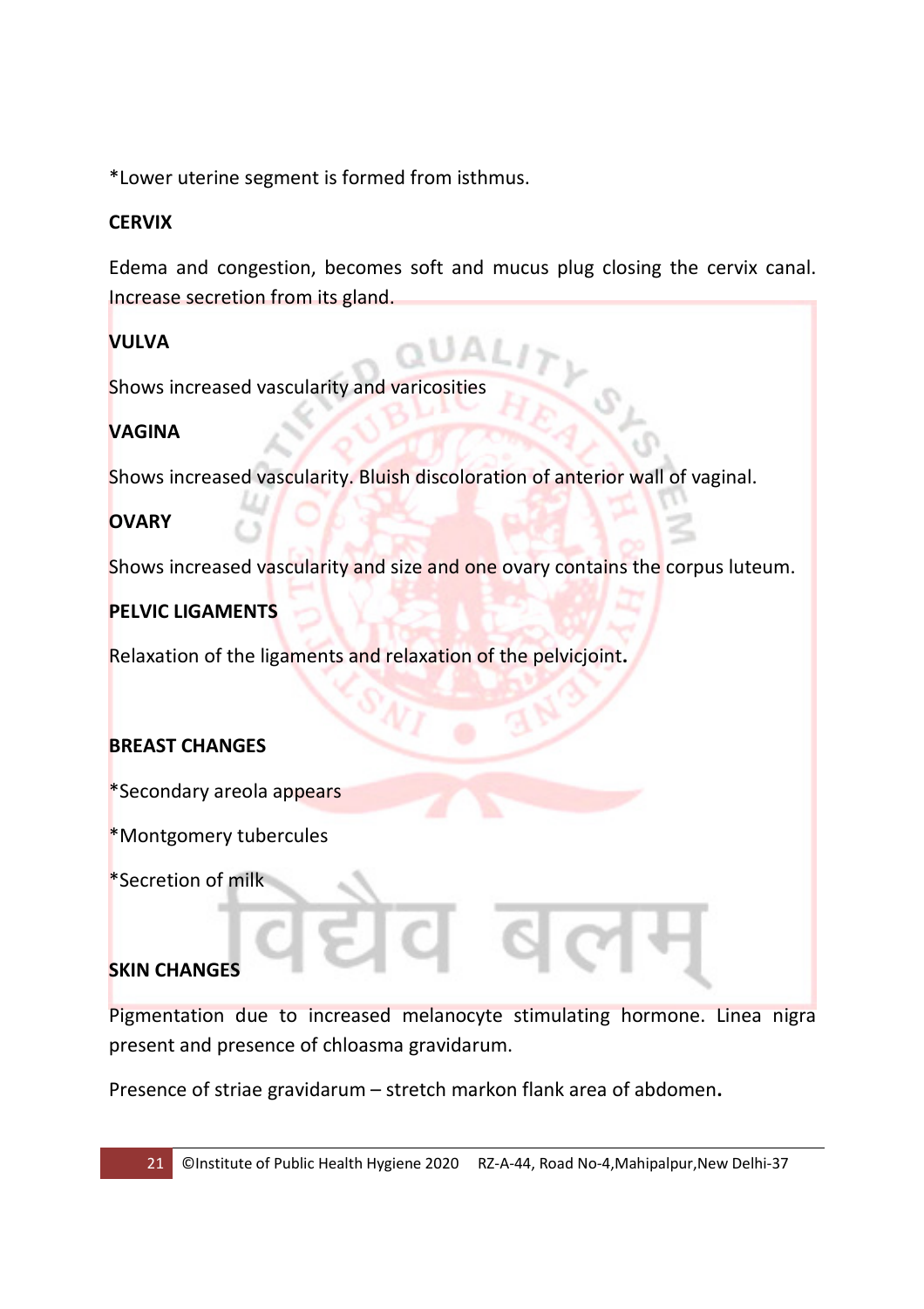*Lower uterine segment is formed from isthmus.

**CERVIX**

Edema and congestion, becomes soft and mucus plug closing the cervix canal. Increase secretion from its gland.

**VULVA**

Shows increased vascularity and varicosities

**VAGINA**

Shows increased vascularity. Bluish discoloration of anterior wall of vaginal.

**OVARY**

Shows increased vascularity and size and one ovary contains the corpus luteum.

**PELVIC LIGAMENTS**

Relaxation of the ligaments and relaxation of the pelvicjoint.

**BREAST CHANGES**

*Secondary areola appears

*Montgomery tubercules

*Secretion of milk

**SKIN CHANGES**

Pigmentation due to increased melanocyte stimulating hormone. Linea nigra present and presence of chloasma gravidarum.

Presence of striae gravidarum – stretch markon flank area of abdomen.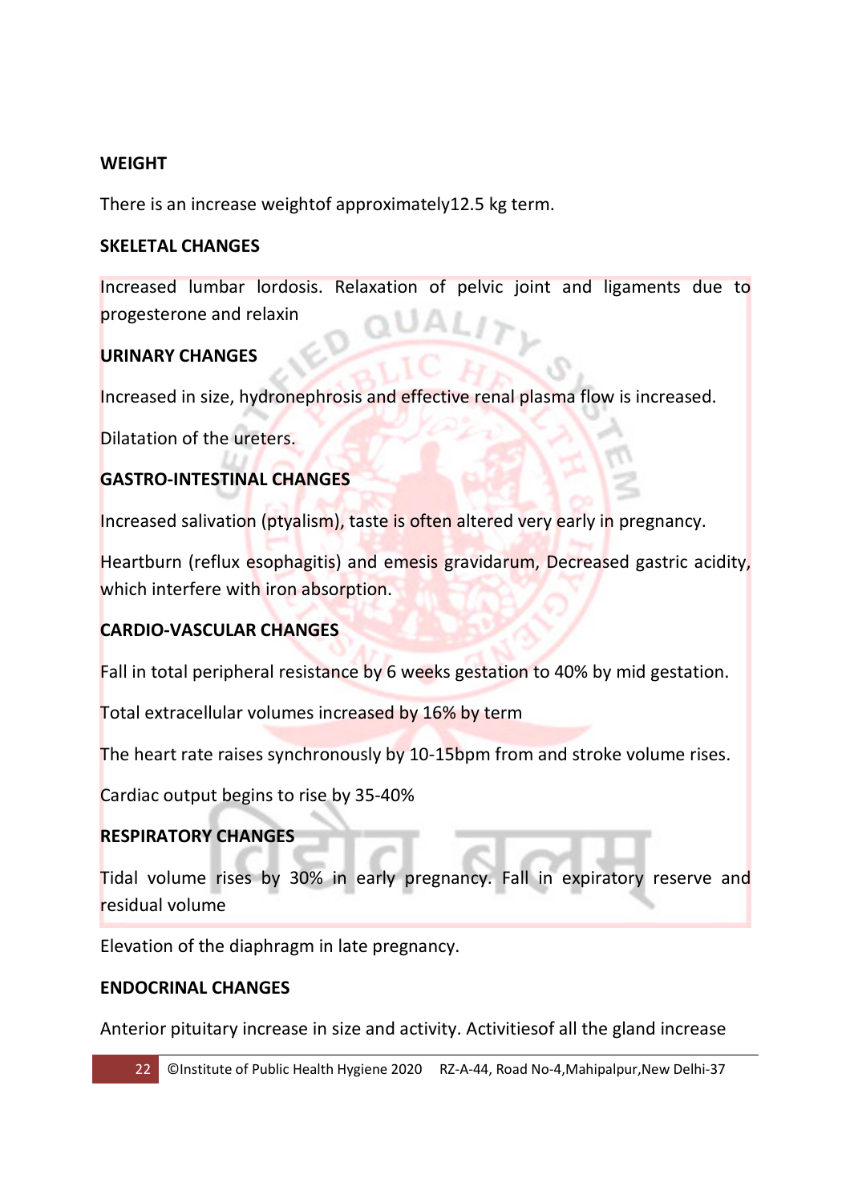**WEIGHT**

There is an increase weightof approximately12.5 kg term.

**SKELETAL CHANGES**

Increased lumbar lordosis. Relaxation of pelvic joint and ligaments due to progesterone and relaxin

**URINARY CHANGES**

Increased in size, hydronephrosis and effective renal plasma flow is increased.

Dilatation of the ureters.

**GASTRO-INTESTINAL CHANGES**

Increased salivation (ptyalism), taste is often altered very early in pregnancy.

Heartburn (reflux esophagitis) and emesis gravidarum, Decreased gastric acidity, which interfere with iron absorption.

**CARDIO-VASCULAR CHANGES**

Fall in total peripheral resistance by 6 weeks gestation to 40% by mid gestation.

Total extracellular volumes increased by 16% by term

The heart rate raises synchronously by 10-15bpm from and stroke volume rises.

Cardiac output begins to rise by 35-40%

**RESPIRATORY CHANGES**

Tidal volume rises by 30% in early pregnancy. Fall in expiratory reserve and residual volume

Elevation of the diaphragm in late pregnancy.

**ENDOCRINAL CHANGES**

Anterior pituitary increase in size and activity. Activitiesof all the gland increase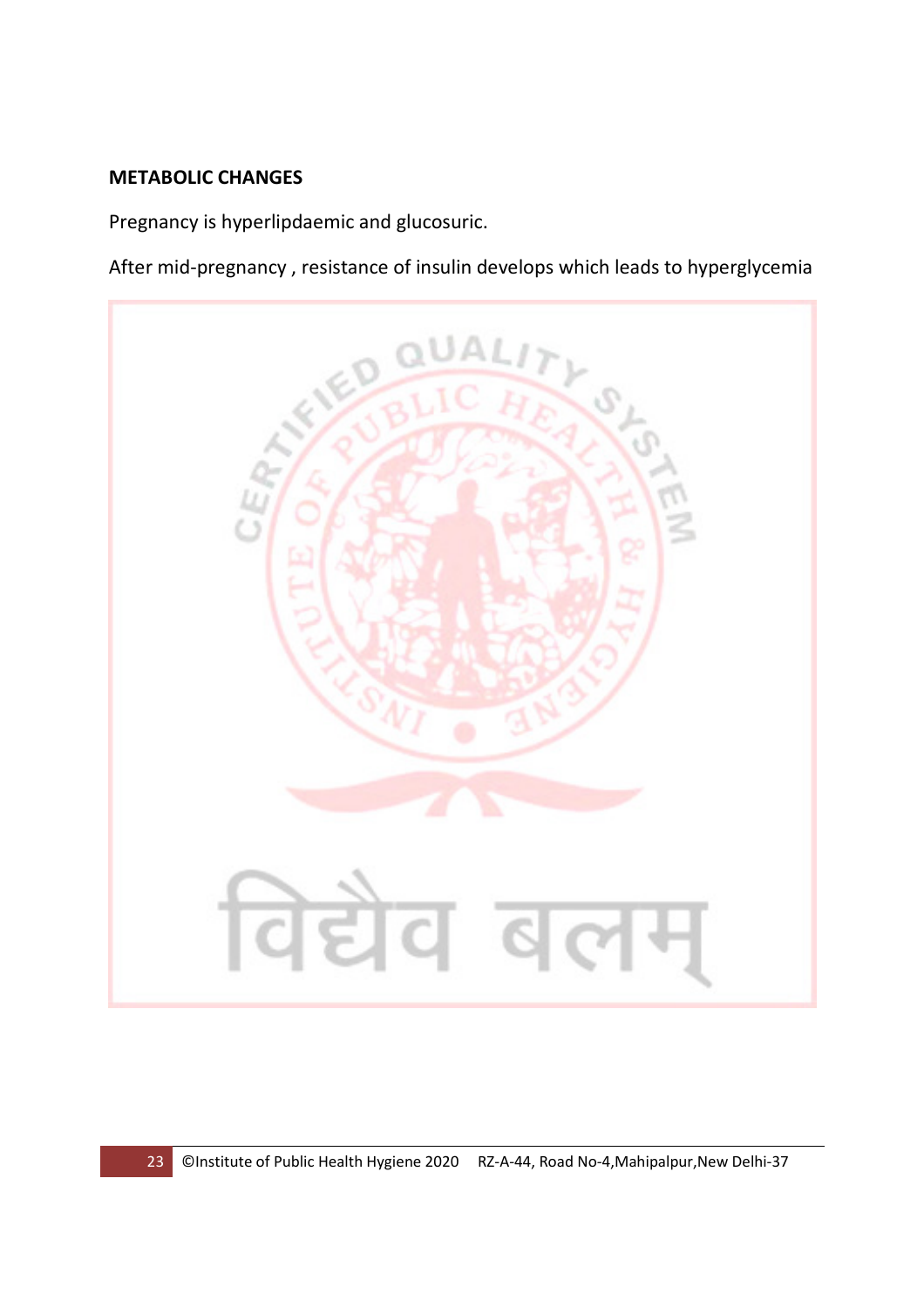**METABOLIC CHANGES**

Pregnancy is hyperlipdaemic and glucosuric.

After mid-pregnancy , resistance of insulin develops which leads to hyperglycemia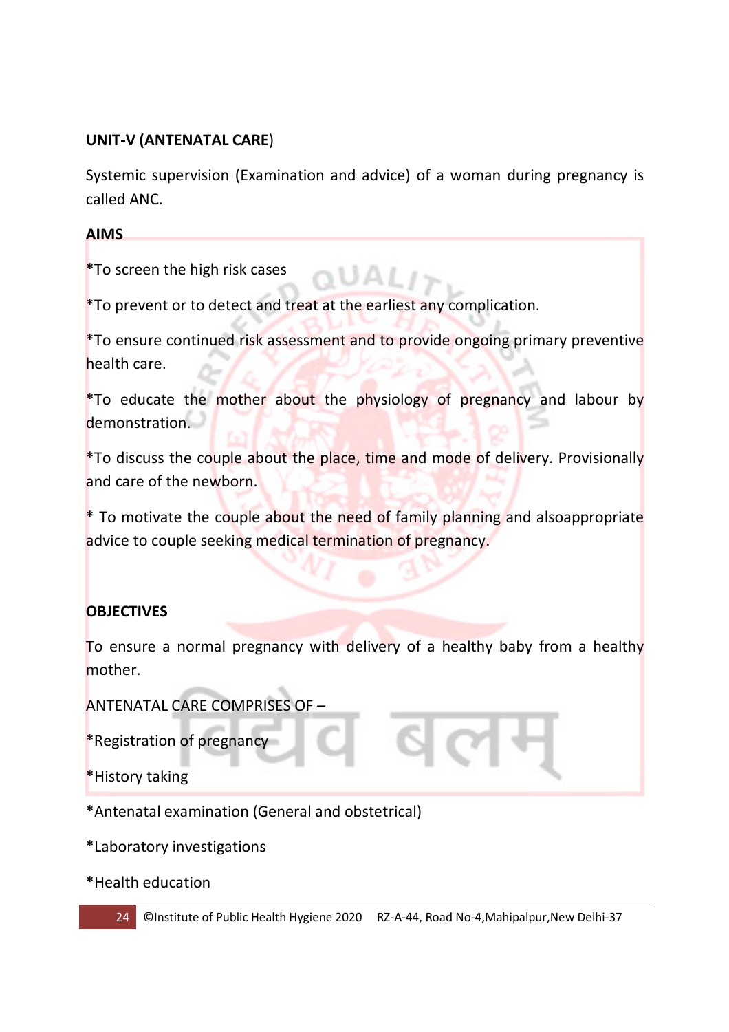**UNIT-V (ANTENATAL CARE)**

Systemic supervision (Examination and advice) of a woman during pregnancy is called ANC.

**AIMS**

*To screen the high risk cases

*To prevent or to detect and treat at the earliest any complication.

*To ensure continued risk assessment and to provide ongoing primary preventive health care.

*To educate the mother about the physiology of pregnancy and labour by demonstration.

*To discuss the couple about the place, time and mode of delivery. Provisionally and care of the newborn.

* To motivate the couple about the need of family planning and alsoappropriate advice to couple seeking medical termination of pregnancy.

**OBJECTIVES**

To ensure a normal pregnancy with delivery of a healthy baby from a healthy mother.

ANTENATAL CARE COMPRISES OF –

*Registration of pregnancy

*History taking

*Antenatal examination (General and obstetrical)

*Laboratory investigations

*Health education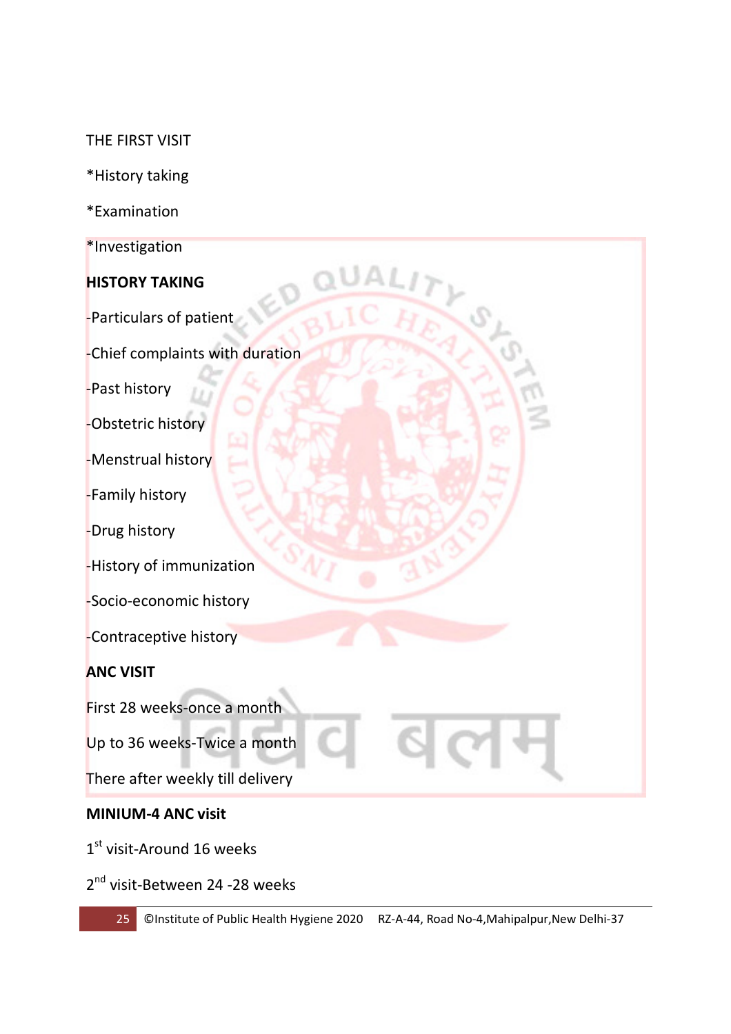THE FIRST VISIT

*History taking

*Examination

*Investigation

**HISTORY TAKING**

-Particulars of patient

-Chief complaints with duration

-Past history

-Obstetric history

-Menstrual history

-Family history

-Drug history

-History of immunization

-Socio-economic history

-Contraceptive history

**ANC VISIT**

First 28 weeks-once a month

Up to 36 weeks-Twice a month

There after weekly till delivery

**MINIUM-4 ANC visit**

1st visit-Around 16 weeks

2nd visit-Between 24 -28 weeks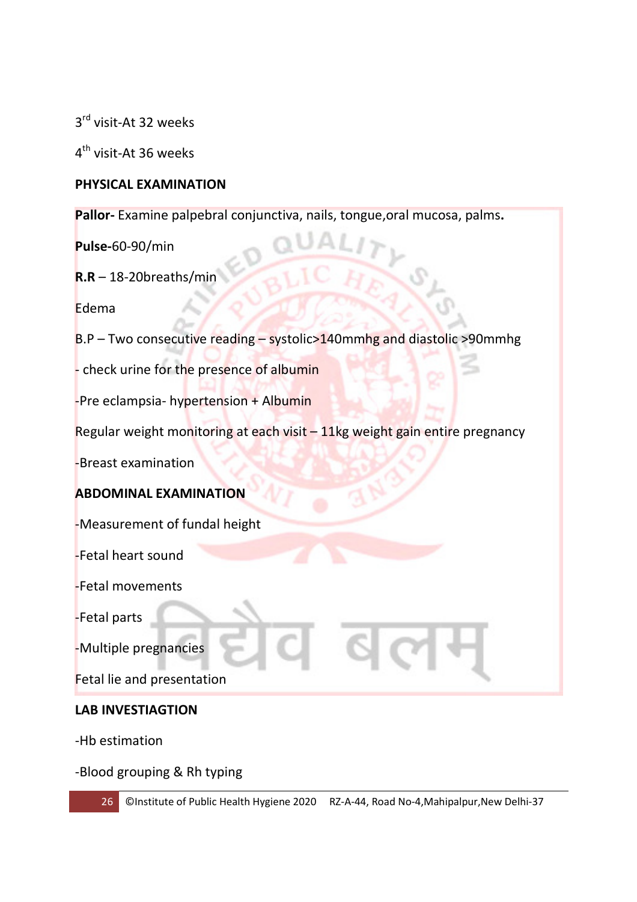3rd visit-At 32 weeks

4th visit-At 36 weeks

**PHYSICAL EXAMINATION**

**Pallor-** Examine palpebral conjunctiva, nails, tongue,oral mucosa, palms**.**

**Pulse-**60-90/min

**R.R** – 18-20breaths/min

Edema

B.P – Two consecutive reading – systolic>140mmhg and diastolic >90mmhg

- check urine for the presence of albumin

-Pre eclampsia- hypertension + Albumin

Regular weight monitoring at each visit – 11kg weight gain entire pregnancy

-Breast examination

**ABDOMINAL EXAMINATION**

-Measurement of fundal height

-Fetal heart sound

-Fetal movements

-Fetal parts

-Multiple pregnancies

Fetal lie and presentation

**LAB INVESTIAGTION**

-Hb estimation

-Blood grouping & Rh typing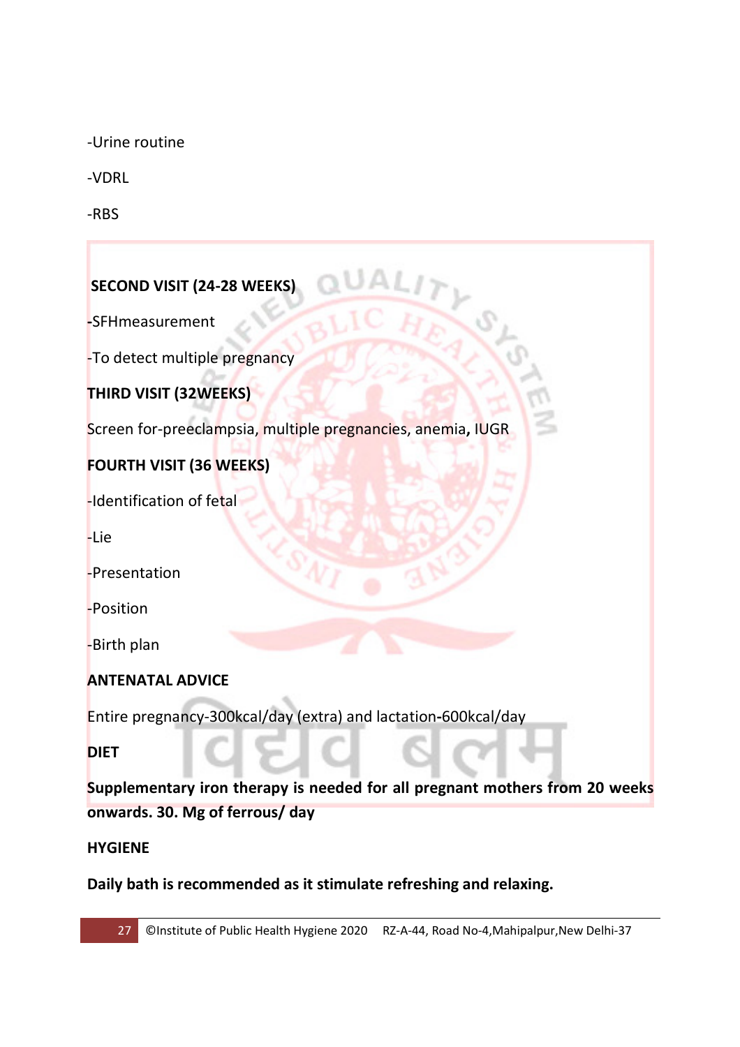-Urine routine

-VDRL

-RBS

**SECOND VISIT (24-28 WEEKS)**

-SFHmeasurement

-To detect multiple pregnancy

**THIRD VISIT (32WEEKS)**

Screen for-preeclampsia, multiple pregnancies, anemia**,** IUGR

**FOURTH VISIT (36 WEEKS)**

-Identification of fetal

-Lie

-Presentation

-Position

-Birth plan

**ANTENATAL ADVICE**

Entire pregnancy-300kcal/day (extra) and lactation-600kcal/day

**DIET**

**Supplementary iron therapy is needed for all pregnant mothers from 20 weeks onwards. 30. Mg of ferrous/ day**

**HYGIENE**

**Daily bath is recommended as it stimulate refreshing and relaxing.**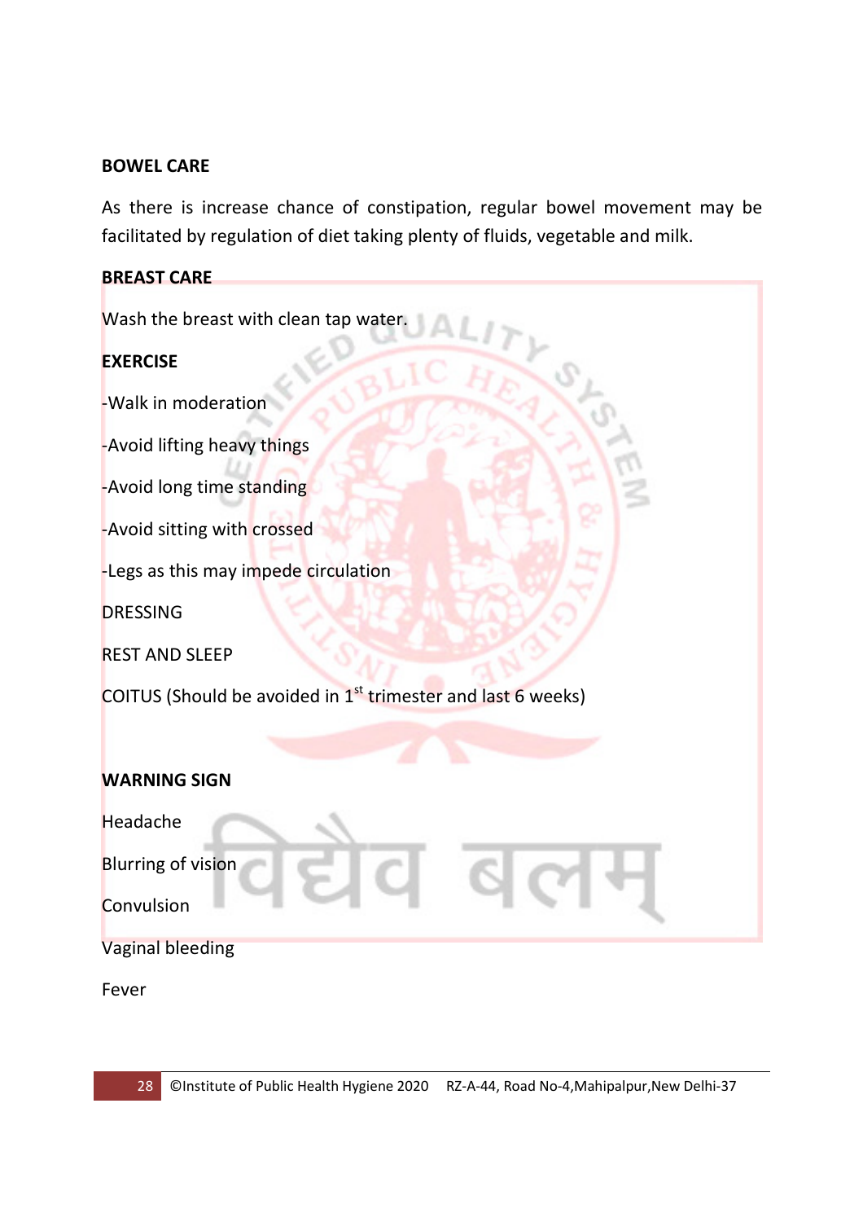**BOWEL CARE**

As there is increase chance of constipation, regular bowel movement may be facilitated by regulation of diet taking plenty of fluids, vegetable and milk.

**BREAST CARE**

Wash the breast with clean tap water.

**EXERCISE**

-Walk in moderation

-Avoid lifting heavy things

-Avoid long time standing

-Avoid sitting with crossed

-Legs as this may impede circulation

DRESSING

REST AND SLEEP

COITUS (Should be avoided in 1st trimester and last 6 weeks)

**WARNING SIGN**

Headache

Blurring of vision

Convulsion

Vaginal bleeding

Fever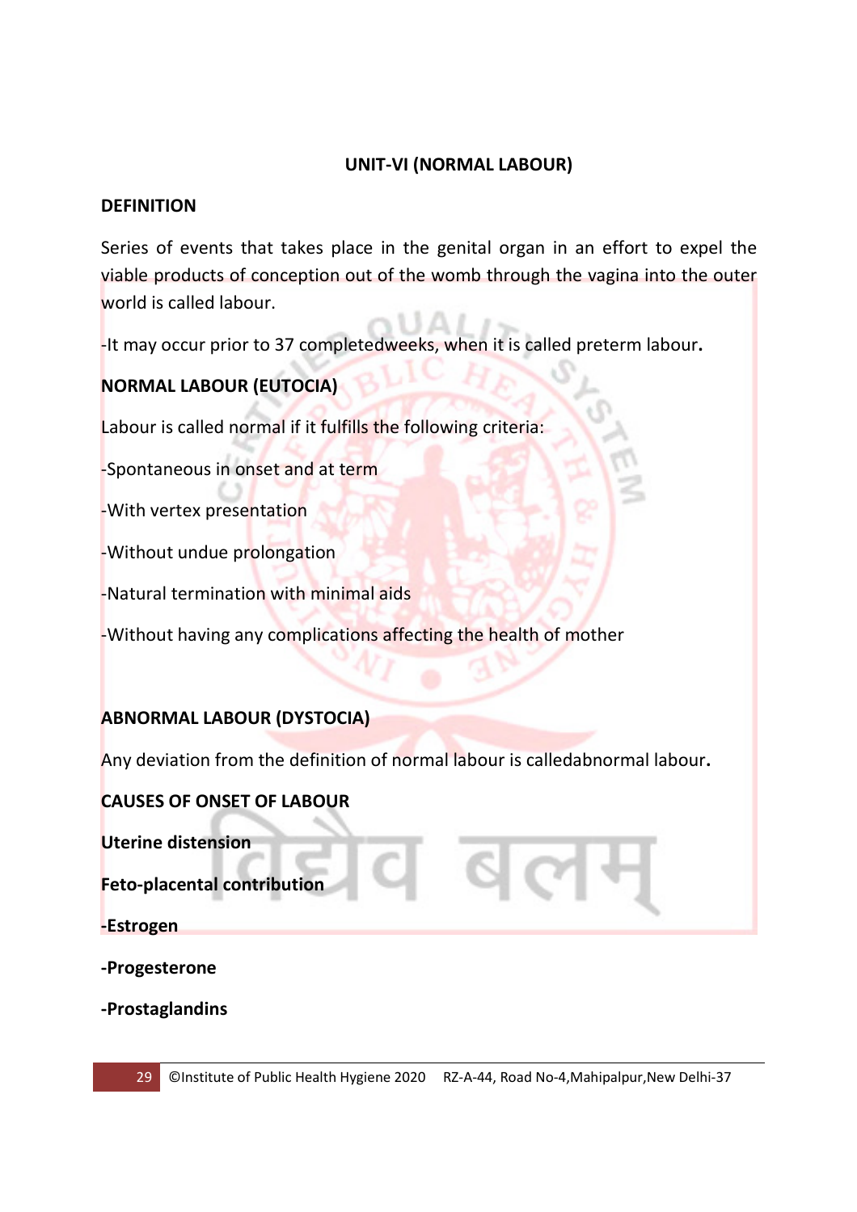## UNIT-VI (NORMAL LABOUR)

**DEFINITION**

Series of events that takes place in the genital organ in an effort to expel the viable products of conception out of the womb through the vagina into the outer world is called labour.

-It may occur prior to 37 completedweeks, when it is called preterm labour**.**

**NORMAL LABOUR (EUTOCIA)**

Labour is called normal if it fulfills the following criteria:

-Spontaneous in onset and at term

-With vertex presentation

-Without undue prolongation

-Natural termination with minimal aids

-Without having any complications affecting the health of mother

**ABNORMAL LABOUR (DYSTOCIA)**

Any deviation from the definition of normal labour is calledabnormal labour**.**

**CAUSES OF ONSET OF LABOUR**

**Uterine distension**

**Feto-placental contribution**

**-Estrogen**

**-Progesterone**

**-Prostaglandins**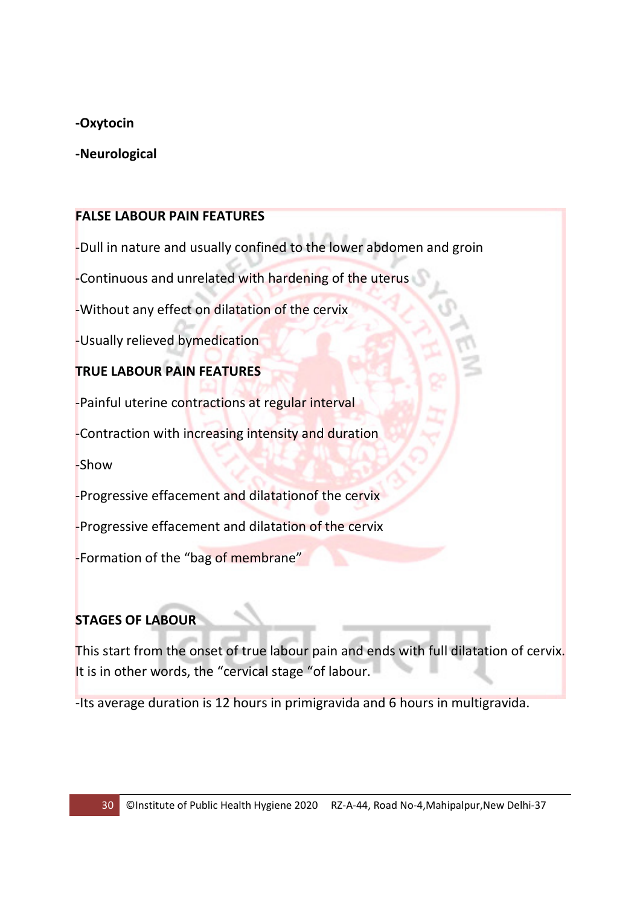**-Oxytocin**

**-Neurological**

**FALSE LABOUR PAIN FEATURES**

-Dull in nature and usually confined to the lower abdomen and groin

-Continuous and unrelated with hardening of the uterus

-Without any effect on dilatation of the cervix

-Usually relieved bymedication

**TRUE LABOUR PAIN FEATURES**

-Painful uterine contractions at regular interval

-Contraction with increasing intensity and duration

-Show

-Progressive effacement and dilatationof the cervix

-Progressive effacement and dilatation of the cervix

-Formation of the “bag of membrane”

**STAGES OF LABOUR**

This start from the onset of true labour pain and ends with full dilatation of cervix. It is in other words, the “cervical stage “of labour.

-Its average duration is 12 hours in primigravida and 6 hours in multigravida.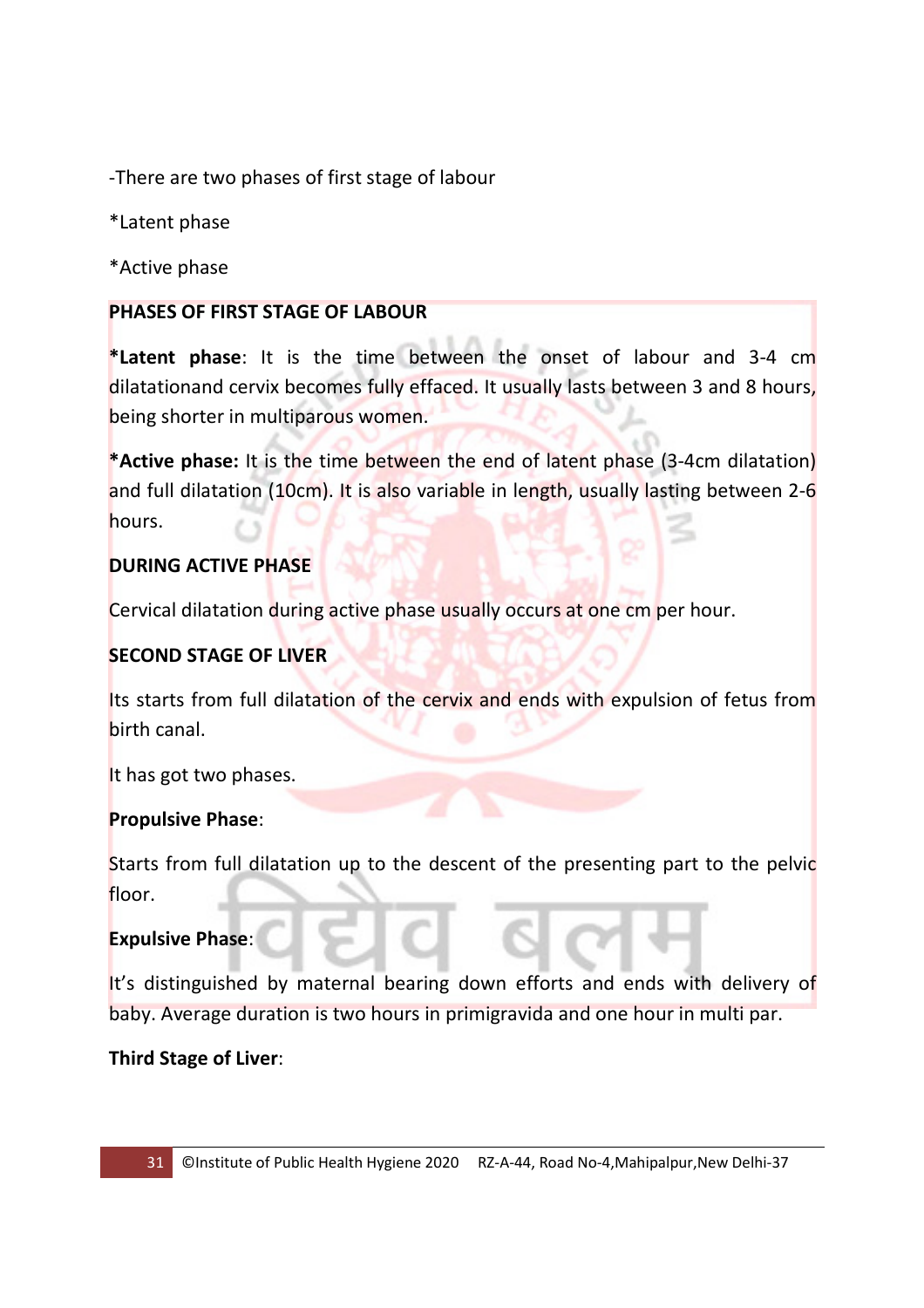-There are two phases of first stage of labour

*Latent phase

*Active phase

**PHASES OF FIRST STAGE OF LABOUR**

***Latent phase**: It is the time between the onset of labour and 3-4 cm dilatationand cervix becomes fully effaced. It usually lasts between 3 and 8 hours, being shorter in multiparous women.

***Active phase:** It is the time between the end of latent phase (3-4cm dilatation) and full dilatation (10cm). It is also variable in length, usually lasting between 2-6 hours.

**DURING ACTIVE PHASE**

Cervical dilatation during active phase usually occurs at one cm per hour.

**SECOND STAGE OF LIVER**

Its starts from full dilatation of the cervix and ends with expulsion of fetus from birth canal.

It has got two phases.

**Propulsive Phase**:

Starts from full dilatation up to the descent of the presenting part to the pelvic floor.

**Expulsive Phase**:

It's distinguished by maternal bearing down efforts and ends with delivery of baby. Average duration is two hours in primigravida and one hour in multi par.

**Third Stage of Liver**: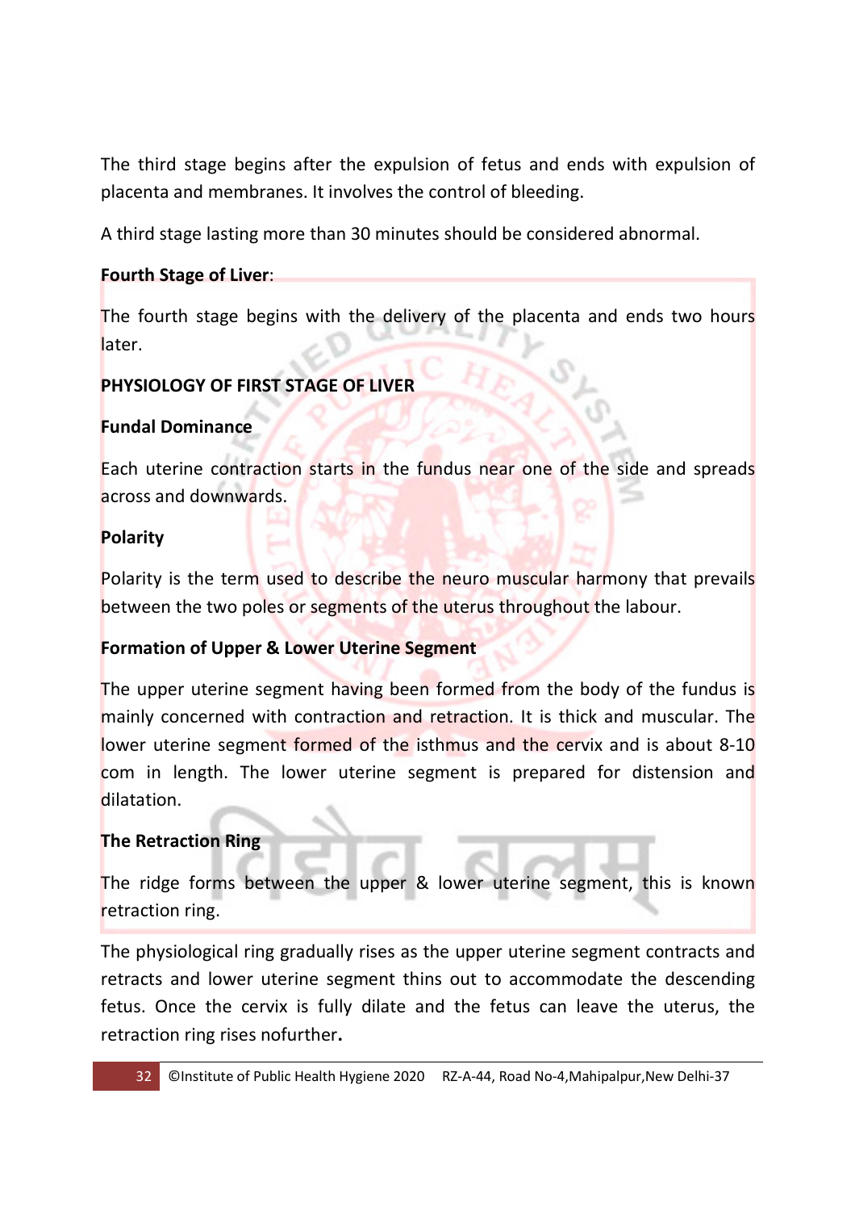The third stage begins after the expulsion of fetus and ends with expulsion of placenta and membranes. It involves the control of bleeding.

A third stage lasting more than 30 minutes should be considered abnormal.

**Fourth Stage of Liver**:

The fourth stage begins with the delivery of the placenta and ends two hours later.

**PHYSIOLOGY OF FIRST STAGE OF LIVER**

**Fundal Dominance**

Each uterine contraction starts in the fundus near one of the side and spreads across and downwards.

**Polarity**

Polarity is the term used to describe the neuro muscular harmony that prevails between the two poles or segments of the uterus throughout the labour.

**Formation of Upper & Lower Uterine Segment**

The upper uterine segment having been formed from the body of the fundus is mainly concerned with contraction and retraction. It is thick and muscular. The lower uterine segment formed of the isthmus and the cervix and is about 8-10 com in length. The lower uterine segment is prepared for distension and dilatation.

**The Retraction Ring**

The ridge forms between the upper & lower uterine segment, this is known retraction ring.

The physiological ring gradually rises as the upper uterine segment contracts and retracts and lower uterine segment thins out to accommodate the descending fetus. Once the cervix is fully dilate and the fetus can leave the uterus, the retraction ring rises nofurther**.**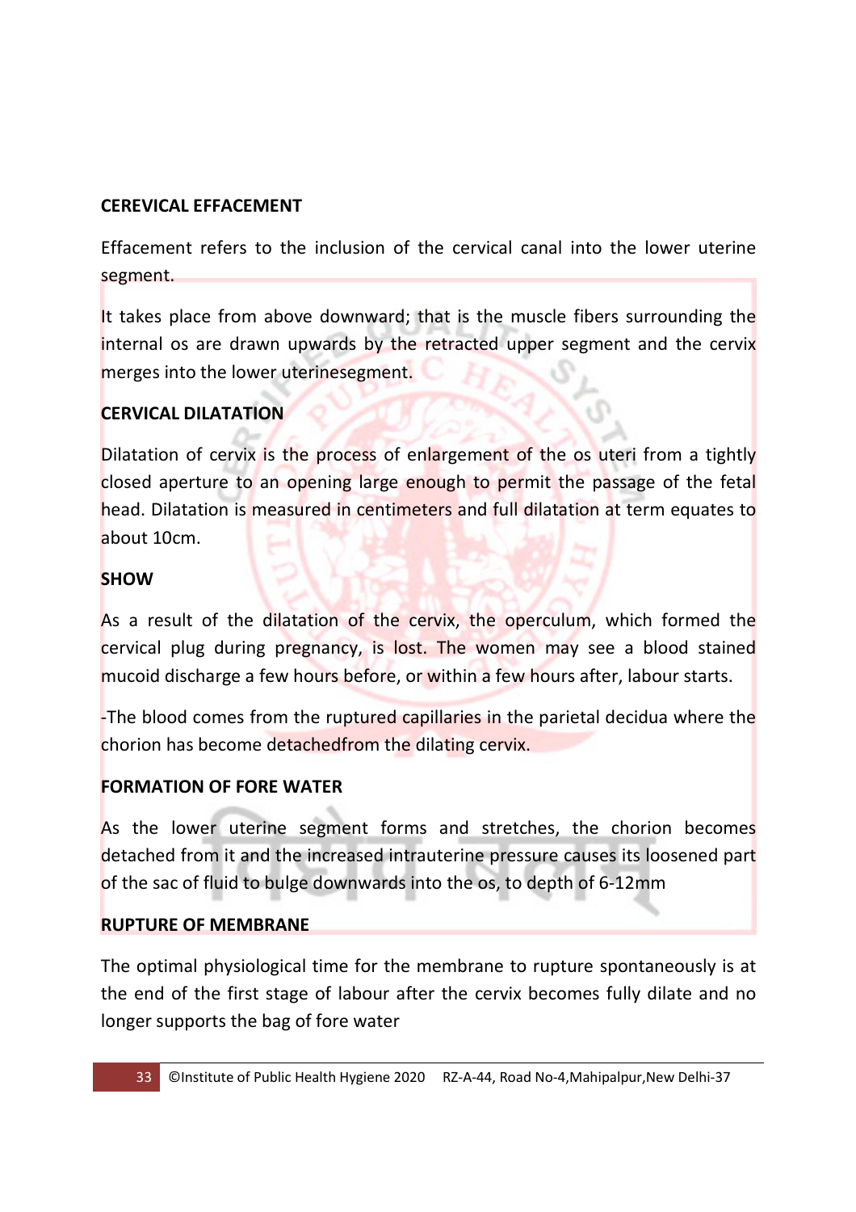**CEREVICAL EFFACEMENT**

Effacement refers to the inclusion of the cervical canal into the lower uterine segment.

It takes place from above downward; that is the muscle fibers surrounding the internal os are drawn upwards by the retracted upper segment and the cervix merges into the lower uterinesegment.

**CERVICAL DILATATION**

Dilatation of cervix is the process of enlargement of the os uteri from a tightly closed aperture to an opening large enough to permit the passage of the fetal head. Dilatation is measured in centimeters and full dilatation at term equates to about 10cm.

**SHOW**

As a result of the dilatation of the cervix, the operculum, which formed the cervical plug during pregnancy, is lost. The women may see a blood stained mucoid discharge a few hours before, or within a few hours after, labour starts.

-The blood comes from the ruptured capillaries in the parietal decidua where the chorion has become detachedfrom the dilating cervix.

**FORMATION OF FORE WATER**

As the lower uterine segment forms and stretches, the chorion becomes detached from it and the increased intrauterine pressure causes its loosened part of the sac of fluid to bulge downwards into the os, to depth of 6-12mm

**RUPTURE OF MEMBRANE**

The optimal physiological time for the membrane to rupture spontaneously is at the end of the first stage of labour after the cervix becomes fully dilate and no longer supports the bag of fore water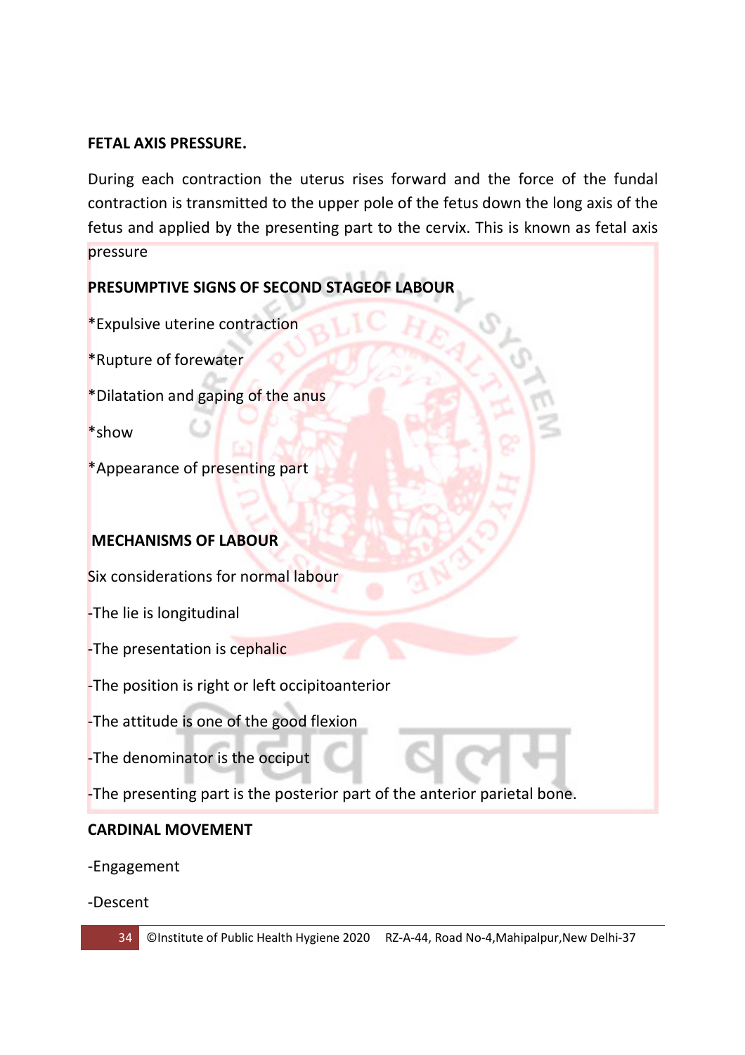**FETAL AXIS PRESSURE.**

During each contraction the uterus rises forward and the force of the fundal contraction is transmitted to the upper pole of the fetus down the long axis of the fetus and applied by the presenting part to the cervix. This is known as fetal axis pressure

**PRESUMPTIVE SIGNS OF SECOND STAGEOF LABOUR**

*Expulsive uterine contraction

*Rupture of forewater

*Dilatation and gaping of the anus

*show

*Appearance of presenting part

**MECHANISMS OF LABOUR**

Six considerations for normal labour

-The lie is longitudinal

-The presentation is cephalic

-The position is right or left occipitoanterior

-The attitude is one of the good flexion

-The denominator is the occiput

-The presenting part is the posterior part of the anterior parietal bone.

**CARDINAL MOVEMENT**

-Engagement

-Descent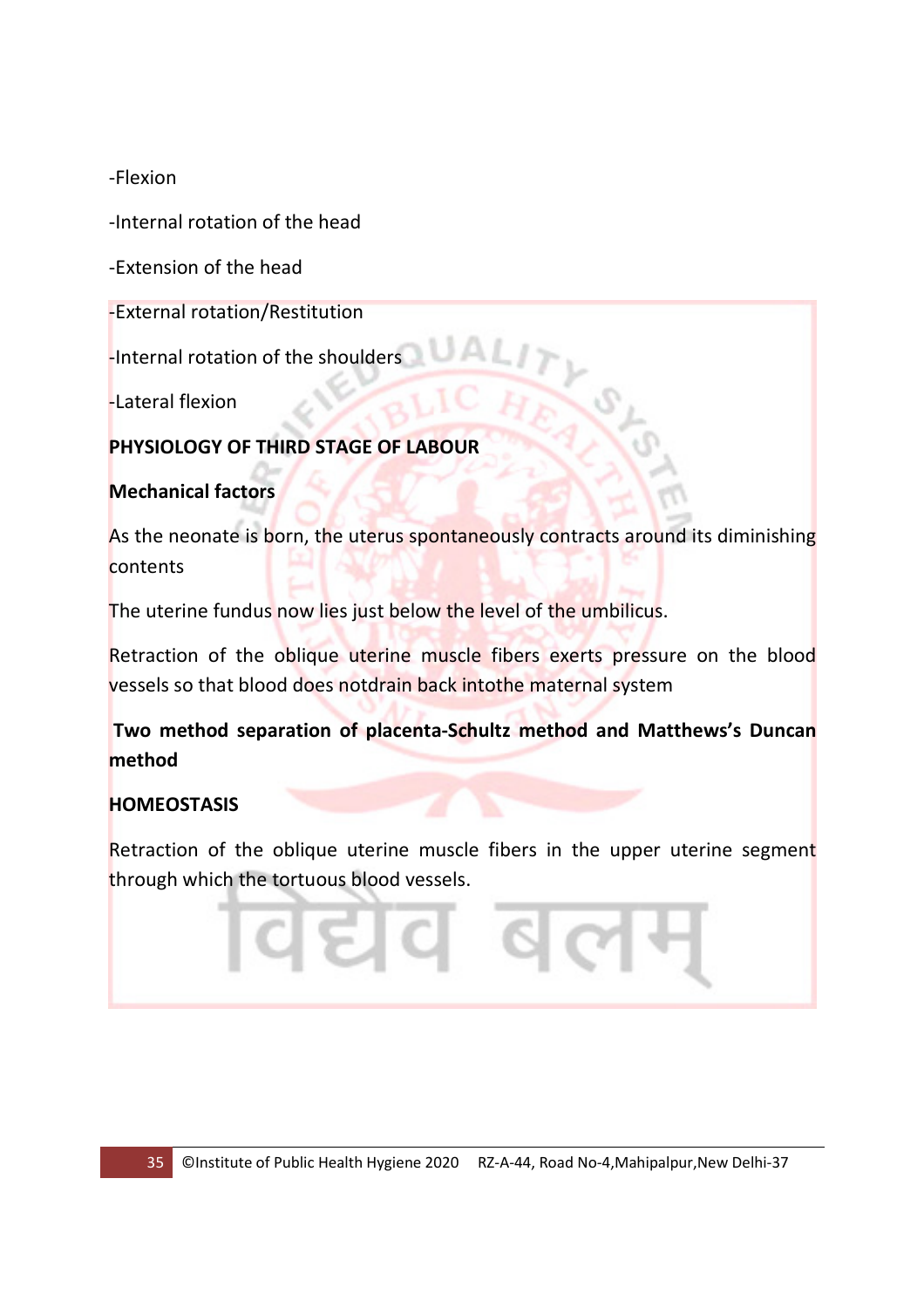-Flexion

-Internal rotation of the head

-Extension of the head

-External rotation/Restitution

-Internal rotation of the shoulders

-Lateral flexion

**PHYSIOLOGY OF THIRD STAGE OF LABOUR**

**Mechanical factors**

As the neonate is born, the uterus spontaneously contracts around its diminishing contents

The uterine fundus now lies just below the level of the umbilicus.

Retraction of the oblique uterine muscle fibers exerts pressure on the blood vessels so that blood does notdrain back intothe maternal system

**Two method separation of placenta-Schultz method and Matthews's Duncan method**

**HOMEOSTASIS**

Retraction of the oblique uterine muscle fibers in the upper uterine segment through which the tortuous blood vessels.